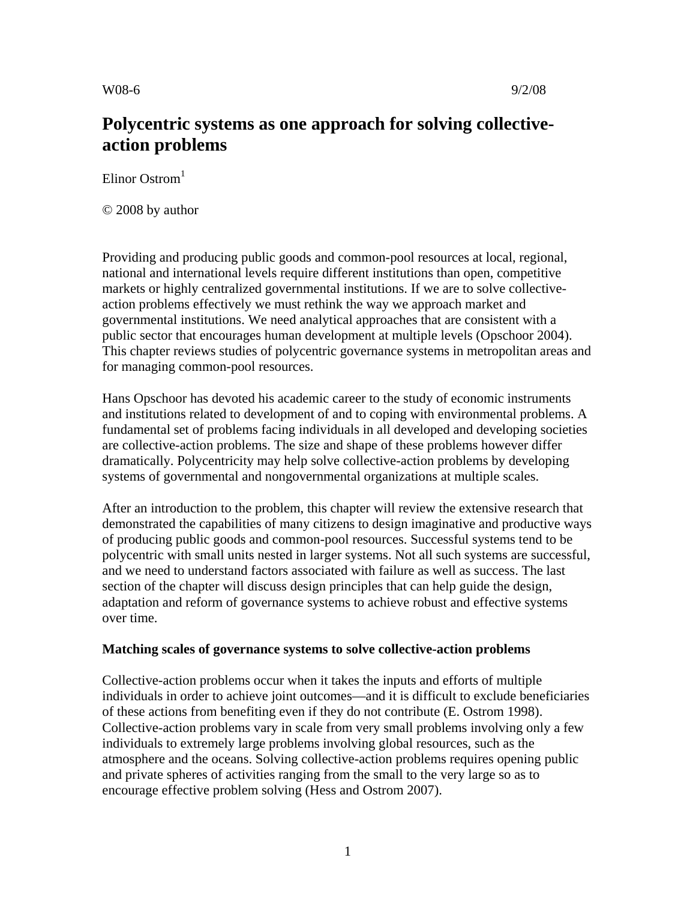W08-6 9/2/08

# Polycentric systems as one approach for solving collective-action problems

Elinor Ostrom[1]

© 2008 by author

Providing and producing public goods and common-pool resources at local, regional, national and international levels require different institutions than open, competitive markets or highly centralized governmental institutions. If we are to solve collective-action problems effectively we must rethink the way we approach market and governmental institutions. We need analytical approaches that are consistent with a public sector that encourages human development at multiple levels (Opschoor 2004). This chapter reviews studies of polycentric governance systems in metropolitan areas and for managing common-pool resources.

Hans Opschoor has devoted his academic career to the study of economic instruments and institutions related to development of and to coping with environmental problems. A fundamental set of problems facing individuals in all developed and developing societies are collective-action problems. The size and shape of these problems however differ dramatically. Polycentricity may help solve collective-action problems by developing systems of governmental and nongovernmental organizations at multiple scales.

After an introduction to the problem, this chapter will review the extensive research that demonstrated the capabilities of many citizens to design imaginative and productive ways of producing public goods and common-pool resources. Successful systems tend to be polycentric with small units nested in larger systems. Not all such systems are successful, and we need to understand factors associated with failure as well as success. The last section of the chapter will discuss design principles that can help guide the design, adaptation and reform of governance systems to achieve robust and effective systems over time.

## Matching scales of governance systems to solve collective-action problems

Collective-action problems occur when it takes the inputs and efforts of multiple individuals in order to achieve joint outcomes—and it is difficult to exclude beneficiaries of these actions from benefiting even if they do not contribute (E. Ostrom 1998). Collective-action problems vary in scale from very small problems involving only a few individuals to extremely large problems involving global resources, such as the atmosphere and the oceans. Solving collective-action problems requires opening public and private spheres of activities ranging from the small to the very large so as to encourage effective problem solving (Hess and Ostrom 2007).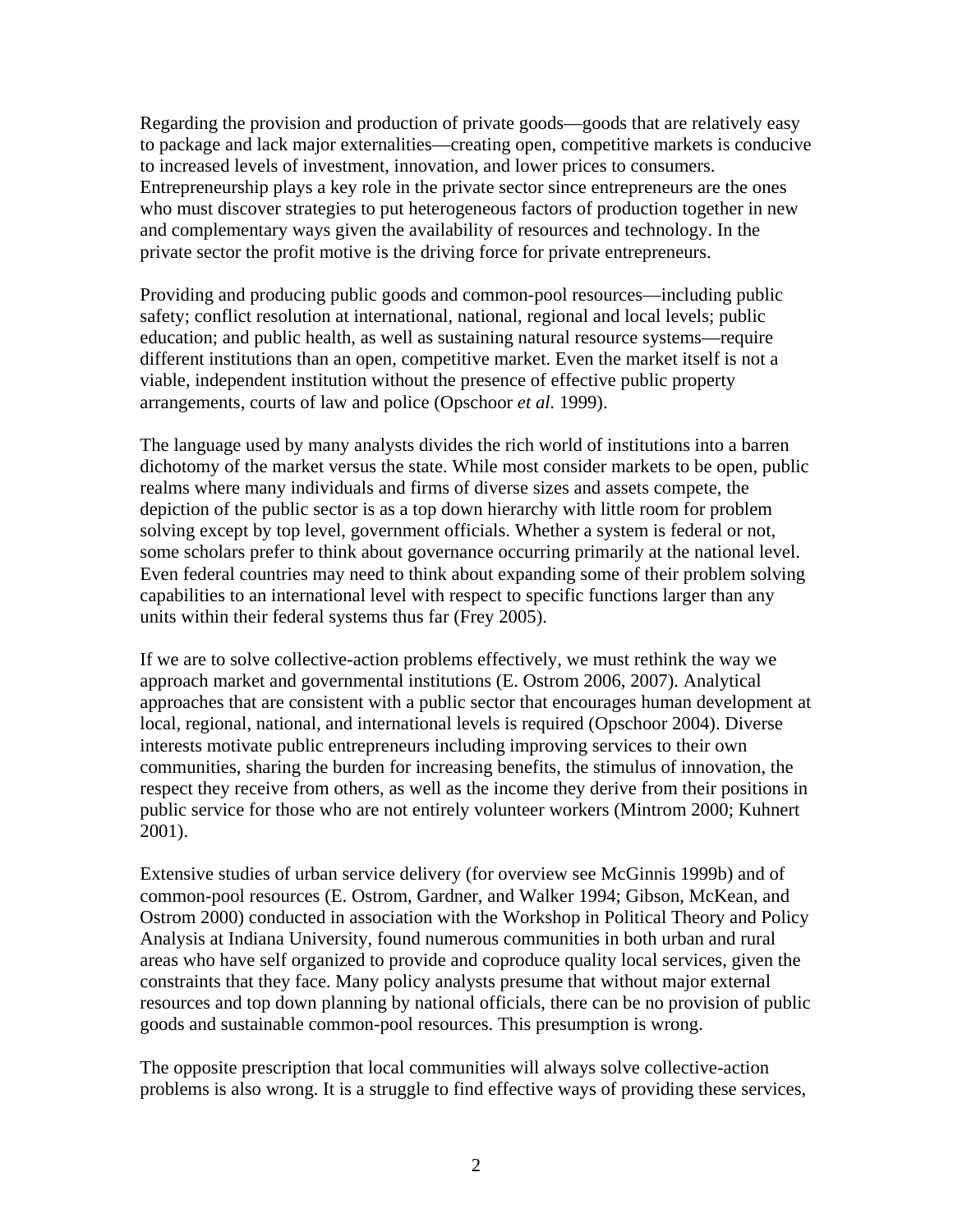Regarding the provision and production of private goods—goods that are relatively easy to package and lack major externalities—creating open, competitive markets is conducive to increased levels of investment, innovation, and lower prices to consumers. Entrepreneurship plays a key role in the private sector since entrepreneurs are the ones who must discover strategies to put heterogeneous factors of production together in new and complementary ways given the availability of resources and technology. In the private sector the profit motive is the driving force for private entrepreneurs.

Providing and producing public goods and common-pool resources—including public safety; conflict resolution at international, national, regional and local levels; public education; and public health, as well as sustaining natural resource systems—require different institutions than an open, competitive market. Even the market itself is not a viable, independent institution without the presence of effective public property arrangements, courts of law and police (Opschoor *et al.* 1999).

The language used by many analysts divides the rich world of institutions into a barren dichotomy of the market versus the state. While most consider markets to be open, public realms where many individuals and firms of diverse sizes and assets compete, the depiction of the public sector is as a top down hierarchy with little room for problem solving except by top level, government officials. Whether a system is federal or not, some scholars prefer to think about governance occurring primarily at the national level. Even federal countries may need to think about expanding some of their problem solving capabilities to an international level with respect to specific functions larger than any units within their federal systems thus far (Frey 2005).

If we are to solve collective-action problems effectively, we must rethink the way we approach market and governmental institutions (E. Ostrom 2006, 2007). Analytical approaches that are consistent with a public sector that encourages human development at local, regional, national, and international levels is required (Opschoor 2004). Diverse interests motivate public entrepreneurs including improving services to their own communities, sharing the burden for increasing benefits, the stimulus of innovation, the respect they receive from others, as well as the income they derive from their positions in public service for those who are not entirely volunteer workers (Mintrom 2000; Kuhnert 2001).

Extensive studies of urban service delivery (for overview see McGinnis 1999b) and of common-pool resources (E. Ostrom, Gardner, and Walker 1994; Gibson, McKean, and Ostrom 2000) conducted in association with the Workshop in Political Theory and Policy Analysis at Indiana University, found numerous communities in both urban and rural areas who have self organized to provide and coproduce quality local services, given the constraints that they face. Many policy analysts presume that without major external resources and top down planning by national officials, there can be no provision of public goods and sustainable common-pool resources. This presumption is wrong.

The opposite prescription that local communities will always solve collective-action problems is also wrong. It is a struggle to find effective ways of providing these services,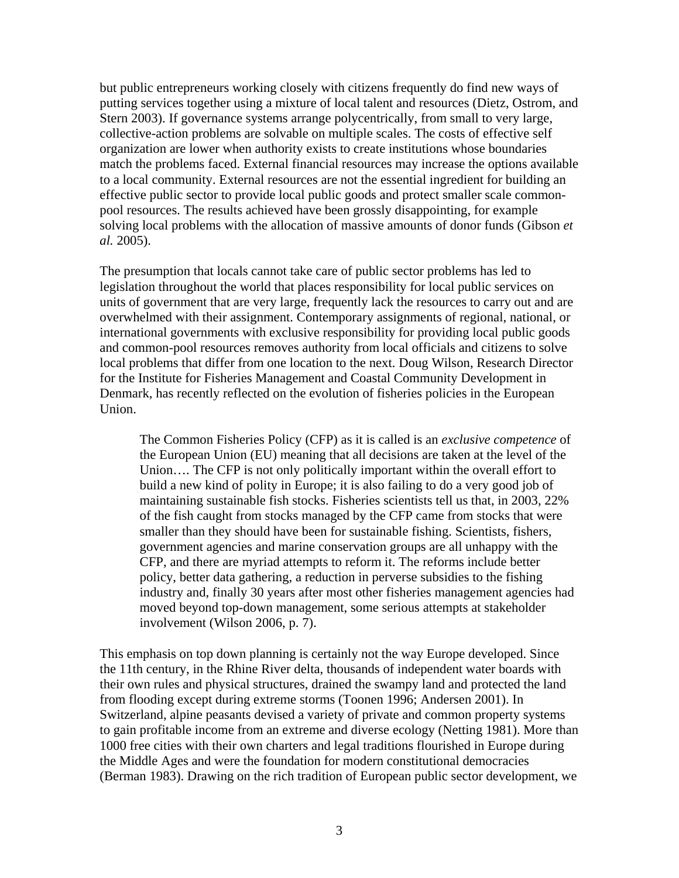but public entrepreneurs working closely with citizens frequently do find new ways of putting services together using a mixture of local talent and resources (Dietz, Ostrom, and Stern 2003). If governance systems arrange polycentrically, from small to very large, collective-action problems are solvable on multiple scales. The costs of effective self organization are lower when authority exists to create institutions whose boundaries match the problems faced. External financial resources may increase the options available to a local community. External resources are not the essential ingredient for building an effective public sector to provide local public goods and protect smaller scale common-pool resources. The results achieved have been grossly disappointing, for example solving local problems with the allocation of massive amounts of donor funds (Gibson *et al.* 2005).

The presumption that locals cannot take care of public sector problems has led to legislation throughout the world that places responsibility for local public services on units of government that are very large, frequently lack the resources to carry out and are overwhelmed with their assignment. Contemporary assignments of regional, national, or international governments with exclusive responsibility for providing local public goods and common-pool resources removes authority from local officials and citizens to solve local problems that differ from one location to the next. Doug Wilson, Research Director for the Institute for Fisheries Management and Coastal Community Development in Denmark, has recently reflected on the evolution of fisheries policies in the European Union.

> The Common Fisheries Policy (CFP) as it is called is an *exclusive competence* of the European Union (EU) meaning that all decisions are taken at the level of the Union…. The CFP is not only politically important within the overall effort to build a new kind of polity in Europe; it is also failing to do a very good job of maintaining sustainable fish stocks. Fisheries scientists tell us that, in 2003, 22% of the fish caught from stocks managed by the CFP came from stocks that were smaller than they should have been for sustainable fishing. Scientists, fishers, government agencies and marine conservation groups are all unhappy with the CFP, and there are myriad attempts to reform it. The reforms include better policy, better data gathering, a reduction in perverse subsidies to the fishing industry and, finally 30 years after most other fisheries management agencies had moved beyond top-down management, some serious attempts at stakeholder involvement (Wilson 2006, p. 7).

This emphasis on top down planning is certainly not the way Europe developed. Since the 11th century, in the Rhine River delta, thousands of independent water boards with their own rules and physical structures, drained the swampy land and protected the land from flooding except during extreme storms (Toonen 1996; Andersen 2001). In Switzerland, alpine peasants devised a variety of private and common property systems to gain profitable income from an extreme and diverse ecology (Netting 1981). More than 1000 free cities with their own charters and legal traditions flourished in Europe during the Middle Ages and were the foundation for modern constitutional democracies (Berman 1983). Drawing on the rich tradition of European public sector development, we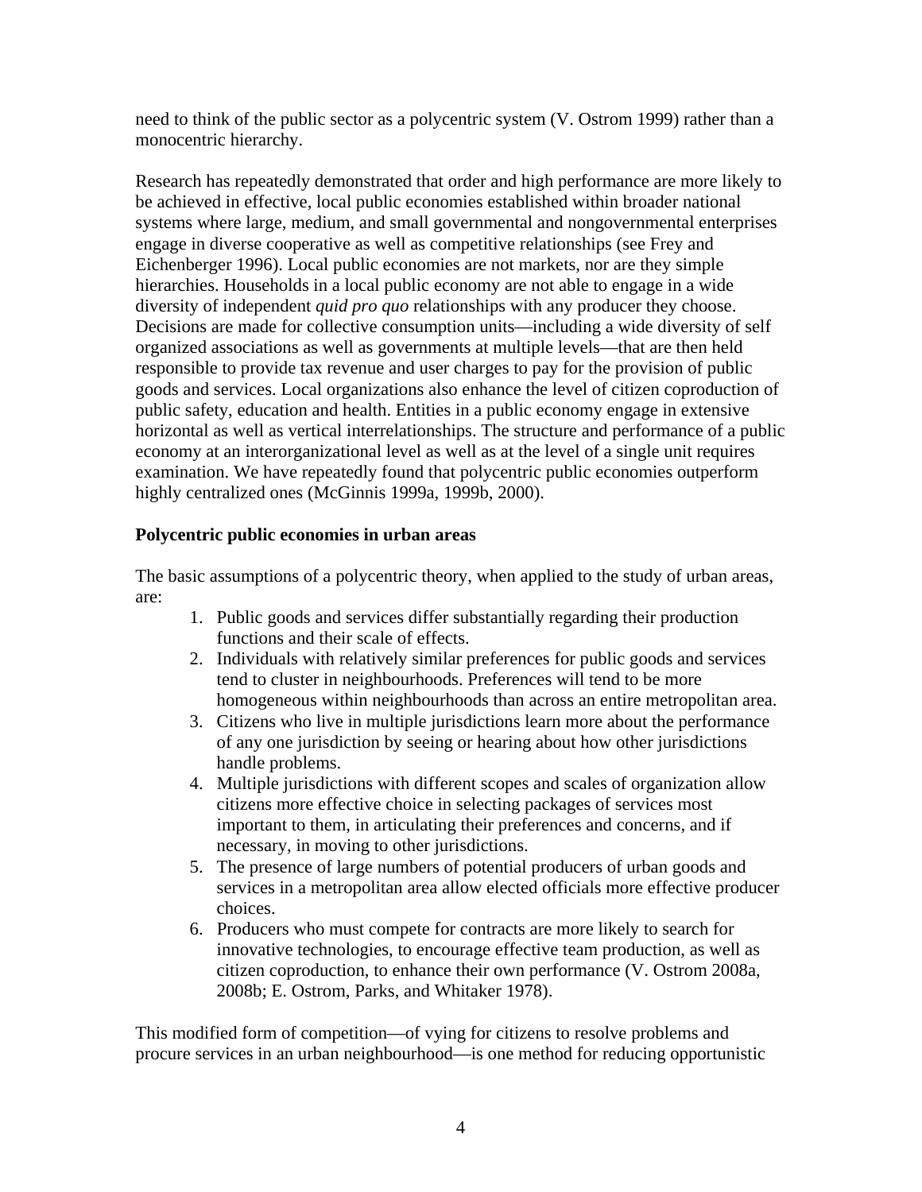need to think of the public sector as a polycentric system (V. Ostrom 1999) rather than a monocentric hierarchy.

Research has repeatedly demonstrated that order and high performance are more likely to be achieved in effective, local public economies established within broader national systems where large, medium, and small governmental and nongovernmental enterprises engage in diverse cooperative as well as competitive relationships (see Frey and Eichenberger 1996). Local public economies are not markets, nor are they simple hierarchies. Households in a local public economy are not able to engage in a wide diversity of independent *quid pro quo* relationships with any producer they choose. Decisions are made for collective consumption units—including a wide diversity of self organized associations as well as governments at multiple levels—that are then held responsible to provide tax revenue and user charges to pay for the provision of public goods and services. Local organizations also enhance the level of citizen coproduction of public safety, education and health. Entities in a public economy engage in extensive horizontal as well as vertical interrelationships. The structure and performance of a public economy at an interorganizational level as well as at the level of a single unit requires examination. We have repeatedly found that polycentric public economies outperform highly centralized ones (McGinnis 1999a, 1999b, 2000).

**Polycentric public economies in urban areas**

The basic assumptions of a polycentric theory, when applied to the study of urban areas, are:

1. Public goods and services differ substantially regarding their production functions and their scale of effects.
2. Individuals with relatively similar preferences for public goods and services tend to cluster in neighbourhoods. Preferences will tend to be more homogeneous within neighbourhoods than across an entire metropolitan area.
3. Citizens who live in multiple jurisdictions learn more about the performance of any one jurisdiction by seeing or hearing about how other jurisdictions handle problems.
4. Multiple jurisdictions with different scopes and scales of organization allow citizens more effective choice in selecting packages of services most important to them, in articulating their preferences and concerns, and if necessary, in moving to other jurisdictions.
5. The presence of large numbers of potential producers of urban goods and services in a metropolitan area allow elected officials more effective producer choices.
6. Producers who must compete for contracts are more likely to search for innovative technologies, to encourage effective team production, as well as citizen coproduction, to enhance their own performance (V. Ostrom 2008a, 2008b; E. Ostrom, Parks, and Whitaker 1978).

This modified form of competition—of vying for citizens to resolve problems and procure services in an urban neighbourhood—is one method for reducing opportunistic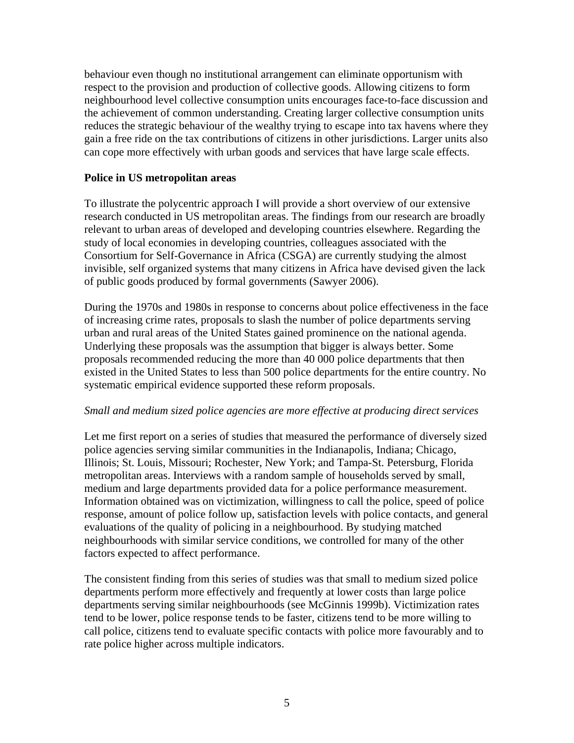behaviour even though no institutional arrangement can eliminate opportunism with respect to the provision and production of collective goods. Allowing citizens to form neighbourhood level collective consumption units encourages face-to-face discussion and the achievement of common understanding. Creating larger collective consumption units reduces the strategic behaviour of the wealthy trying to escape into tax havens where they gain a free ride on the tax contributions of citizens in other jurisdictions. Larger units also can cope more effectively with urban goods and services that have large scale effects.

**Police in US metropolitan areas**

To illustrate the polycentric approach I will provide a short overview of our extensive research conducted in US metropolitan areas. The findings from our research are broadly relevant to urban areas of developed and developing countries elsewhere. Regarding the study of local economies in developing countries, colleagues associated with the Consortium for Self-Governance in Africa (CSGA) are currently studying the almost invisible, self organized systems that many citizens in Africa have devised given the lack of public goods produced by formal governments (Sawyer 2006).

During the 1970s and 1980s in response to concerns about police effectiveness in the face of increasing crime rates, proposals to slash the number of police departments serving urban and rural areas of the United States gained prominence on the national agenda. Underlying these proposals was the assumption that bigger is always better. Some proposals recommended reducing the more than 40 000 police departments that then existed in the United States to less than 500 police departments for the entire country. No systematic empirical evidence supported these reform proposals.

*Small and medium sized police agencies are more effective at producing direct services*

Let me first report on a series of studies that measured the performance of diversely sized police agencies serving similar communities in the Indianapolis, Indiana; Chicago, Illinois; St. Louis, Missouri; Rochester, New York; and Tampa-St. Petersburg, Florida metropolitan areas. Interviews with a random sample of households served by small, medium and large departments provided data for a police performance measurement. Information obtained was on victimization, willingness to call the police, speed of police response, amount of police follow up, satisfaction levels with police contacts, and general evaluations of the quality of policing in a neighbourhood. By studying matched neighbourhoods with similar service conditions, we controlled for many of the other factors expected to affect performance.

The consistent finding from this series of studies was that small to medium sized police departments perform more effectively and frequently at lower costs than large police departments serving similar neighbourhoods (see McGinnis 1999b). Victimization rates tend to be lower, police response tends to be faster, citizens tend to be more willing to call police, citizens tend to evaluate specific contacts with police more favourably and to rate police higher across multiple indicators.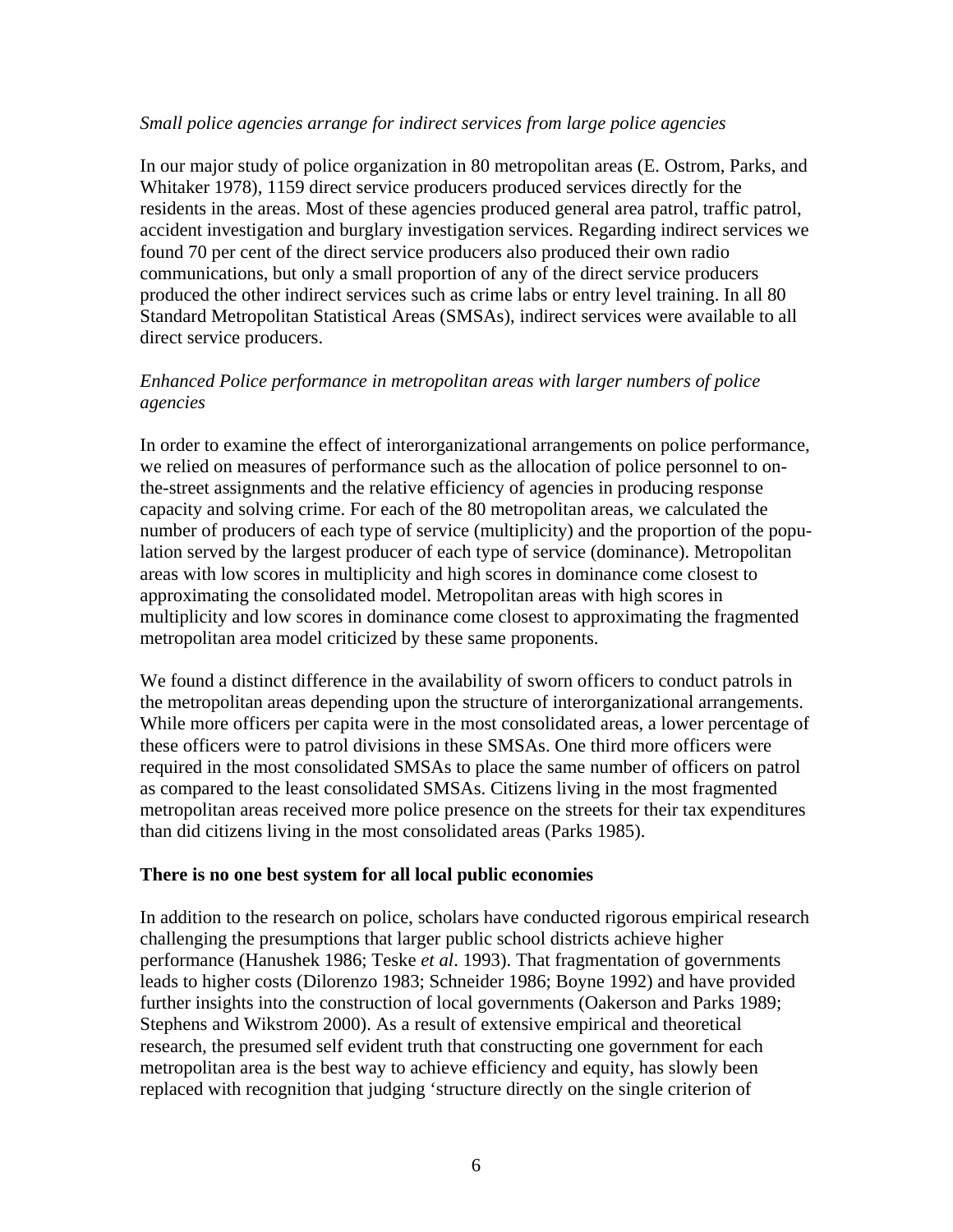*Small police agencies arrange for indirect services from large police agencies*

In our major study of police organization in 80 metropolitan areas (E. Ostrom, Parks, and Whitaker 1978), 1159 direct service producers produced services directly for the residents in the areas. Most of these agencies produced general area patrol, traffic patrol, accident investigation and burglary investigation services. Regarding indirect services we found 70 per cent of the direct service producers also produced their own radio communications, but only a small proportion of any of the direct service producers produced the other indirect services such as crime labs or entry level training. In all 80 Standard Metropolitan Statistical Areas (SMSAs), indirect services were available to all direct service producers.

*Enhanced Police performance in metropolitan areas with larger numbers of police agencies*

In order to examine the effect of interorganizational arrangements on police performance, we relied on measures of performance such as the allocation of police personnel to on-the-street assignments and the relative efficiency of agencies in producing response capacity and solving crime. For each of the 80 metropolitan areas, we calculated the number of producers of each type of service (multiplicity) and the proportion of the population served by the largest producer of each type of service (dominance). Metropolitan areas with low scores in multiplicity and high scores in dominance come closest to approximating the consolidated model. Metropolitan areas with high scores in multiplicity and low scores in dominance come closest to approximating the fragmented metropolitan area model criticized by these same proponents.

We found a distinct difference in the availability of sworn officers to conduct patrols in the metropolitan areas depending upon the structure of interorganizational arrangements. While more officers per capita were in the most consolidated areas, a lower percentage of these officers were to patrol divisions in these SMSAs. One third more officers were required in the most consolidated SMSAs to place the same number of officers on patrol as compared to the least consolidated SMSAs. Citizens living in the most fragmented metropolitan areas received more police presence on the streets for their tax expenditures than did citizens living in the most consolidated areas (Parks 1985).

**There is no one best system for all local public economies**

In addition to the research on police, scholars have conducted rigorous empirical research challenging the presumptions that larger public school districts achieve higher performance (Hanushek 1986; Teske *et al*. 1993). That fragmentation of governments leads to higher costs (Dilorenzo 1983; Schneider 1986; Boyne 1992) and have provided further insights into the construction of local governments (Oakerson and Parks 1989; Stephens and Wikstrom 2000). As a result of extensive empirical and theoretical research, the presumed self evident truth that constructing one government for each metropolitan area is the best way to achieve efficiency and equity, has slowly been replaced with recognition that judging 'structure directly on the single criterion of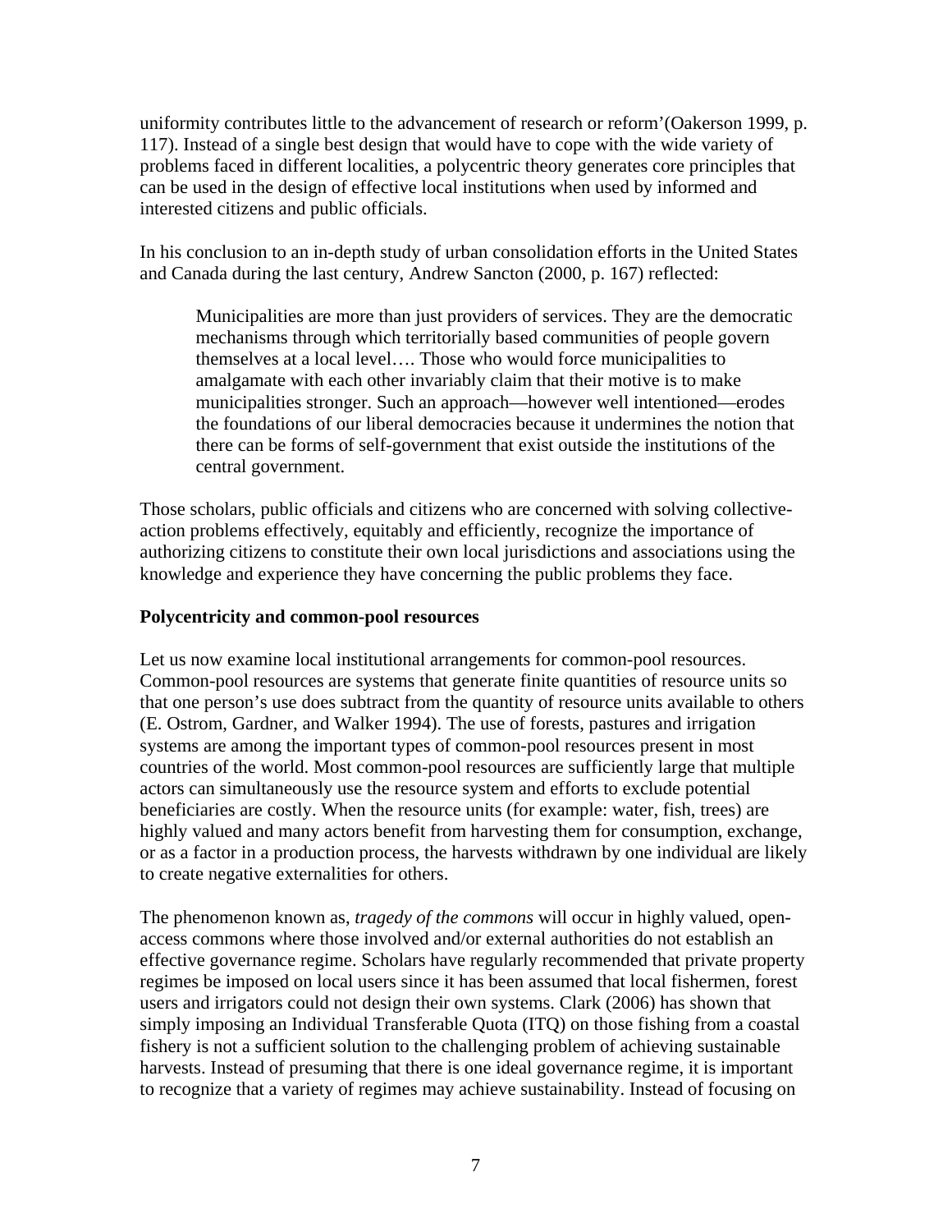uniformity contributes little to the advancement of research or reform'(Oakerson 1999, p. 117). Instead of a single best design that would have to cope with the wide variety of problems faced in different localities, a polycentric theory generates core principles that can be used in the design of effective local institutions when used by informed and interested citizens and public officials.

In his conclusion to an in-depth study of urban consolidation efforts in the United States and Canada during the last century, Andrew Sancton (2000, p. 167) reflected:

> Municipalities are more than just providers of services. They are the democratic mechanisms through which territorially based communities of people govern themselves at a local level…. Those who would force municipalities to amalgamate with each other invariably claim that their motive is to make municipalities stronger. Such an approach—however well intentioned—erodes the foundations of our liberal democracies because it undermines the notion that there can be forms of self-government that exist outside the institutions of the central government.

Those scholars, public officials and citizens who are concerned with solving collective-action problems effectively, equitably and efficiently, recognize the importance of authorizing citizens to constitute their own local jurisdictions and associations using the knowledge and experience they have concerning the public problems they face.

**Polycentricity and common-pool resources**

Let us now examine local institutional arrangements for common-pool resources. Common-pool resources are systems that generate finite quantities of resource units so that one person's use does subtract from the quantity of resource units available to others (E. Ostrom, Gardner, and Walker 1994). The use of forests, pastures and irrigation systems are among the important types of common-pool resources present in most countries of the world. Most common-pool resources are sufficiently large that multiple actors can simultaneously use the resource system and efforts to exclude potential beneficiaries are costly. When the resource units (for example: water, fish, trees) are highly valued and many actors benefit from harvesting them for consumption, exchange, or as a factor in a production process, the harvests withdrawn by one individual are likely to create negative externalities for others.

The phenomenon known as, *tragedy of the commons* will occur in highly valued, open-access commons where those involved and/or external authorities do not establish an effective governance regime. Scholars have regularly recommended that private property regimes be imposed on local users since it has been assumed that local fishermen, forest users and irrigators could not design their own systems. Clark (2006) has shown that simply imposing an Individual Transferable Quota (ITQ) on those fishing from a coastal fishery is not a sufficient solution to the challenging problem of achieving sustainable harvests. Instead of presuming that there is one ideal governance regime, it is important to recognize that a variety of regimes may achieve sustainability. Instead of focusing on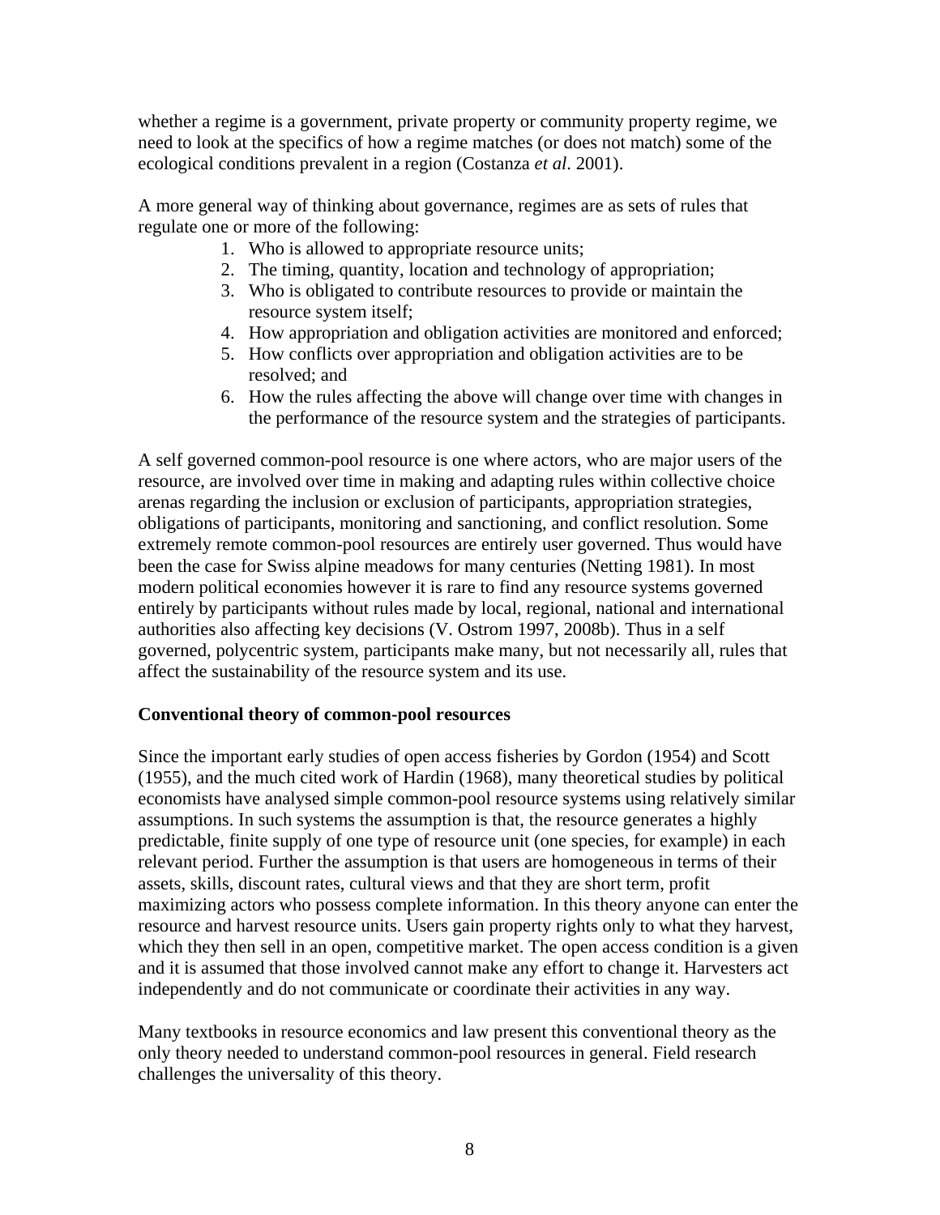whether a regime is a government, private property or community property regime, we need to look at the specifics of how a regime matches (or does not match) some of the ecological conditions prevalent in a region (Costanza *et al*. 2001).

A more general way of thinking about governance, regimes are as sets of rules that regulate one or more of the following:

1. Who is allowed to appropriate resource units;
2. The timing, quantity, location and technology of appropriation;
3. Who is obligated to contribute resources to provide or maintain the resource system itself;
4. How appropriation and obligation activities are monitored and enforced;
5. How conflicts over appropriation and obligation activities are to be resolved; and
6. How the rules affecting the above will change over time with changes in the performance of the resource system and the strategies of participants.

A self governed common-pool resource is one where actors, who are major users of the resource, are involved over time in making and adapting rules within collective choice arenas regarding the inclusion or exclusion of participants, appropriation strategies, obligations of participants, monitoring and sanctioning, and conflict resolution. Some extremely remote common-pool resources are entirely user governed. Thus would have been the case for Swiss alpine meadows for many centuries (Netting 1981). In most modern political economies however it is rare to find any resource systems governed entirely by participants without rules made by local, regional, national and international authorities also affecting key decisions (V. Ostrom 1997, 2008b). Thus in a self governed, polycentric system, participants make many, but not necessarily all, rules that affect the sustainability of the resource system and its use.

**Conventional theory of common-pool resources**

Since the important early studies of open access fisheries by Gordon (1954) and Scott (1955), and the much cited work of Hardin (1968), many theoretical studies by political economists have analysed simple common-pool resource systems using relatively similar assumptions. In such systems the assumption is that, the resource generates a highly predictable, finite supply of one type of resource unit (one species, for example) in each relevant period. Further the assumption is that users are homogeneous in terms of their assets, skills, discount rates, cultural views and that they are short term, profit maximizing actors who possess complete information. In this theory anyone can enter the resource and harvest resource units. Users gain property rights only to what they harvest, which they then sell in an open, competitive market. The open access condition is a given and it is assumed that those involved cannot make any effort to change it. Harvesters act independently and do not communicate or coordinate their activities in any way.

Many textbooks in resource economics and law present this conventional theory as the only theory needed to understand common-pool resources in general. Field research challenges the universality of this theory.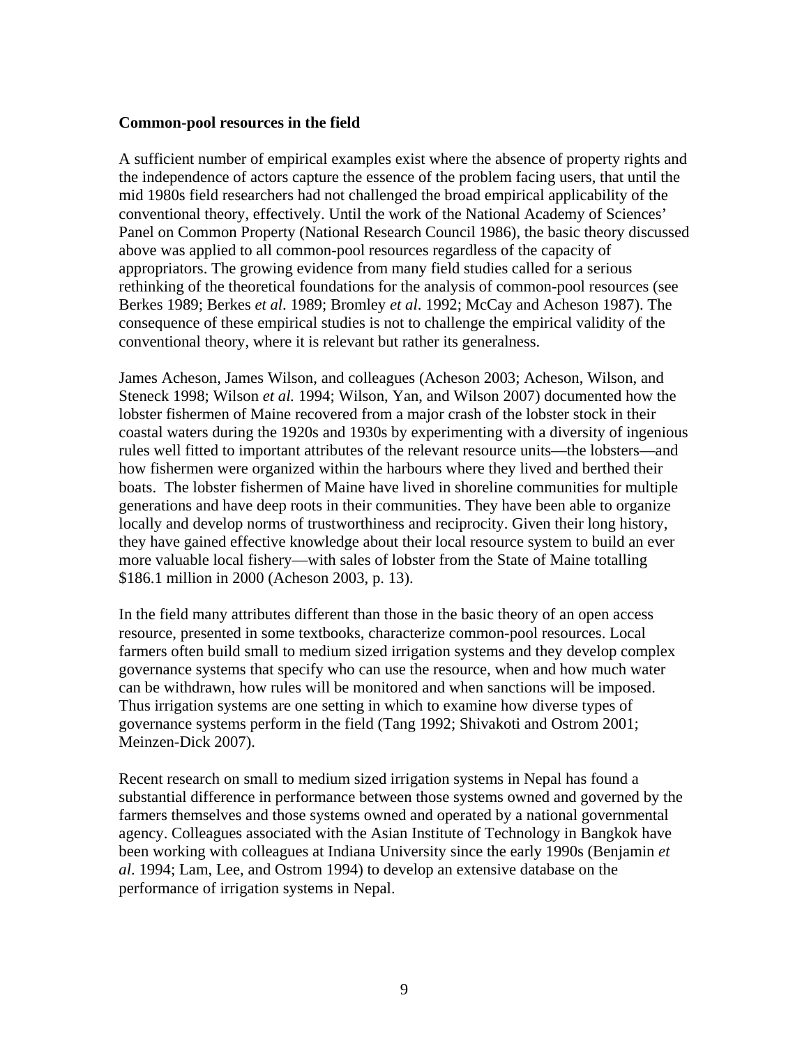**Common-pool resources in the field**

A sufficient number of empirical examples exist where the absence of property rights and the independence of actors capture the essence of the problem facing users, that until the mid 1980s field researchers had not challenged the broad empirical applicability of the conventional theory, effectively. Until the work of the National Academy of Sciences' Panel on Common Property (National Research Council 1986), the basic theory discussed above was applied to all common-pool resources regardless of the capacity of appropriators. The growing evidence from many field studies called for a serious rethinking of the theoretical foundations for the analysis of common-pool resources (see Berkes 1989; Berkes *et al*. 1989; Bromley *et al*. 1992; McCay and Acheson 1987). The consequence of these empirical studies is not to challenge the empirical validity of the conventional theory, where it is relevant but rather its generalness.

James Acheson, James Wilson, and colleagues (Acheson 2003; Acheson, Wilson, and Steneck 1998; Wilson *et al.* 1994; Wilson, Yan, and Wilson 2007) documented how the lobster fishermen of Maine recovered from a major crash of the lobster stock in their coastal waters during the 1920s and 1930s by experimenting with a diversity of ingenious rules well fitted to important attributes of the relevant resource units—the lobsters—and how fishermen were organized within the harbours where they lived and berthed their boats. The lobster fishermen of Maine have lived in shoreline communities for multiple generations and have deep roots in their communities. They have been able to organize locally and develop norms of trustworthiness and reciprocity. Given their long history, they have gained effective knowledge about their local resource system to build an ever more valuable local fishery—with sales of lobster from the State of Maine totalling $186.1 million in 2000 (Acheson 2003, p. 13).

In the field many attributes different than those in the basic theory of an open access resource, presented in some textbooks, characterize common-pool resources. Local farmers often build small to medium sized irrigation systems and they develop complex governance systems that specify who can use the resource, when and how much water can be withdrawn, how rules will be monitored and when sanctions will be imposed. Thus irrigation systems are one setting in which to examine how diverse types of governance systems perform in the field (Tang 1992; Shivakoti and Ostrom 2001; Meinzen-Dick 2007).

Recent research on small to medium sized irrigation systems in Nepal has found a substantial difference in performance between those systems owned and governed by the farmers themselves and those systems owned and operated by a national governmental agency. Colleagues associated with the Asian Institute of Technology in Bangkok have been working with colleagues at Indiana University since the early 1990s (Benjamin *et al*. 1994; Lam, Lee, and Ostrom 1994) to develop an extensive database on the performance of irrigation systems in Nepal.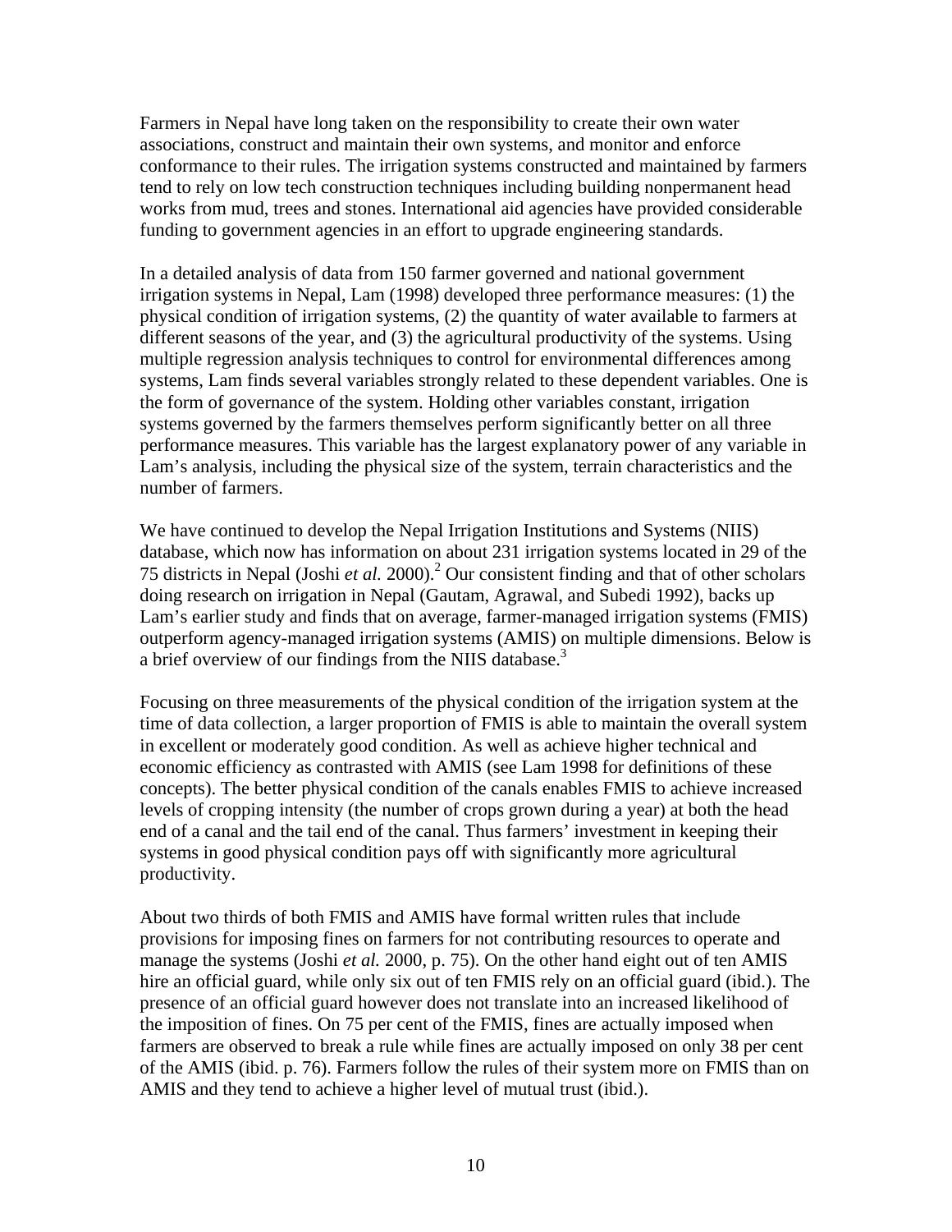Farmers in Nepal have long taken on the responsibility to create their own water associations, construct and maintain their own systems, and monitor and enforce conformance to their rules. The irrigation systems constructed and maintained by farmers tend to rely on low tech construction techniques including building nonpermanent head works from mud, trees and stones. International aid agencies have provided considerable funding to government agencies in an effort to upgrade engineering standards.

In a detailed analysis of data from 150 farmer governed and national government irrigation systems in Nepal, Lam (1998) developed three performance measures: (1) the physical condition of irrigation systems, (2) the quantity of water available to farmers at different seasons of the year, and (3) the agricultural productivity of the systems. Using multiple regression analysis techniques to control for environmental differences among systems, Lam finds several variables strongly related to these dependent variables. One is the form of governance of the system. Holding other variables constant, irrigation systems governed by the farmers themselves perform significantly better on all three performance measures. This variable has the largest explanatory power of any variable in Lam's analysis, including the physical size of the system, terrain characteristics and the number of farmers.

We have continued to develop the Nepal Irrigation Institutions and Systems (NIIS) database, which now has information on about 231 irrigation systems located in 29 of the 75 districts in Nepal (Joshi *et al.* 2000).[2] Our consistent finding and that of other scholars doing research on irrigation in Nepal (Gautam, Agrawal, and Subedi 1992), backs up Lam's earlier study and finds that on average, farmer-managed irrigation systems (FMIS) outperform agency-managed irrigation systems (AMIS) on multiple dimensions. Below is a brief overview of our findings from the NIIS database.[3]

Focusing on three measurements of the physical condition of the irrigation system at the time of data collection, a larger proportion of FMIS is able to maintain the overall system in excellent or moderately good condition. As well as achieve higher technical and economic efficiency as contrasted with AMIS (see Lam 1998 for definitions of these concepts). The better physical condition of the canals enables FMIS to achieve increased levels of cropping intensity (the number of crops grown during a year) at both the head end of a canal and the tail end of the canal. Thus farmers' investment in keeping their systems in good physical condition pays off with significantly more agricultural productivity.

About two thirds of both FMIS and AMIS have formal written rules that include provisions for imposing fines on farmers for not contributing resources to operate and manage the systems (Joshi *et al.* 2000, p. 75). On the other hand eight out of ten AMIS hire an official guard, while only six out of ten FMIS rely on an official guard (ibid.). The presence of an official guard however does not translate into an increased likelihood of the imposition of fines. On 75 per cent of the FMIS, fines are actually imposed when farmers are observed to break a rule while fines are actually imposed on only 38 per cent of the AMIS (ibid. p. 76). Farmers follow the rules of their system more on FMIS than on AMIS and they tend to achieve a higher level of mutual trust (ibid.).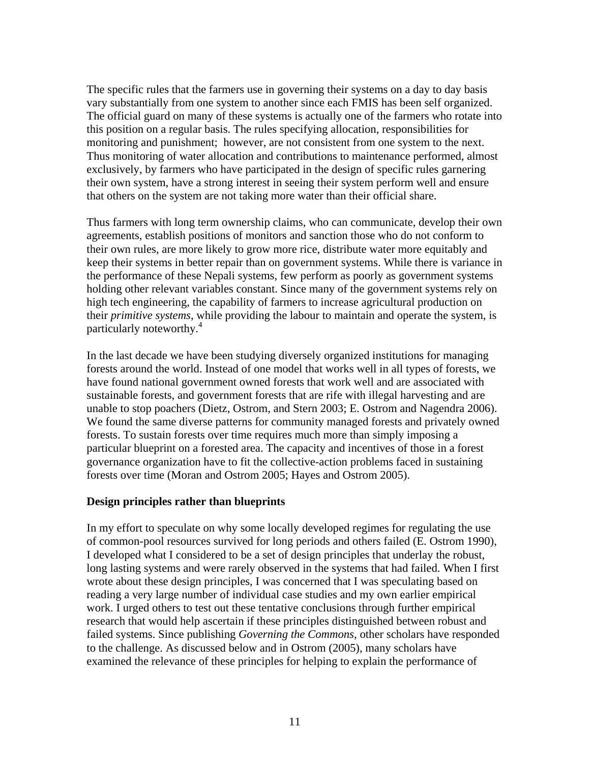The specific rules that the farmers use in governing their systems on a day to day basis vary substantially from one system to another since each FMIS has been self organized. The official guard on many of these systems is actually one of the farmers who rotate into this position on a regular basis. The rules specifying allocation, responsibilities for monitoring and punishment; however, are not consistent from one system to the next. Thus monitoring of water allocation and contributions to maintenance performed, almost exclusively, by farmers who have participated in the design of specific rules garnering their own system, have a strong interest in seeing their system perform well and ensure that others on the system are not taking more water than their official share.

Thus farmers with long term ownership claims, who can communicate, develop their own agreements, establish positions of monitors and sanction those who do not conform to their own rules, are more likely to grow more rice, distribute water more equitably and keep their systems in better repair than on government systems. While there is variance in the performance of these Nepali systems, few perform as poorly as government systems holding other relevant variables constant. Since many of the government systems rely on high tech engineering, the capability of farmers to increase agricultural production on their *primitive systems*, while providing the labour to maintain and operate the system, is particularly noteworthy.[4]

In the last decade we have been studying diversely organized institutions for managing forests around the world. Instead of one model that works well in all types of forests, we have found national government owned forests that work well and are associated with sustainable forests, and government forests that are rife with illegal harvesting and are unable to stop poachers (Dietz, Ostrom, and Stern 2003; E. Ostrom and Nagendra 2006). We found the same diverse patterns for community managed forests and privately owned forests. To sustain forests over time requires much more than simply imposing a particular blueprint on a forested area. The capacity and incentives of those in a forest governance organization have to fit the collective-action problems faced in sustaining forests over time (Moran and Ostrom 2005; Hayes and Ostrom 2005).

**Design principles rather than blueprints**

In my effort to speculate on why some locally developed regimes for regulating the use of common-pool resources survived for long periods and others failed (E. Ostrom 1990), I developed what I considered to be a set of design principles that underlay the robust, long lasting systems and were rarely observed in the systems that had failed. When I first wrote about these design principles, I was concerned that I was speculating based on reading a very large number of individual case studies and my own earlier empirical work. I urged others to test out these tentative conclusions through further empirical research that would help ascertain if these principles distinguished between robust and failed systems. Since publishing *Governing the Commons*, other scholars have responded to the challenge. As discussed below and in Ostrom (2005), many scholars have examined the relevance of these principles for helping to explain the performance of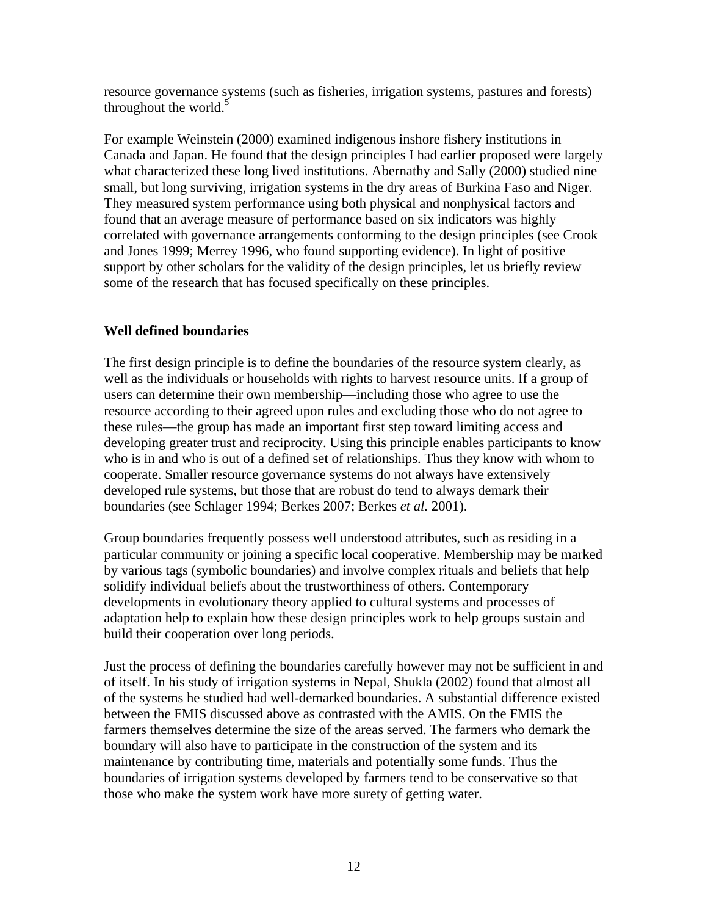resource governance systems (such as fisheries, irrigation systems, pastures and forests) throughout the world.[5]

For example Weinstein (2000) examined indigenous inshore fishery institutions in Canada and Japan. He found that the design principles I had earlier proposed were largely what characterized these long lived institutions. Abernathy and Sally (2000) studied nine small, but long surviving, irrigation systems in the dry areas of Burkina Faso and Niger. They measured system performance using both physical and nonphysical factors and found that an average measure of performance based on six indicators was highly correlated with governance arrangements conforming to the design principles (see Crook and Jones 1999; Merrey 1996, who found supporting evidence). In light of positive support by other scholars for the validity of the design principles, let us briefly review some of the research that has focused specifically on these principles.

**Well defined boundaries**

The first design principle is to define the boundaries of the resource system clearly, as well as the individuals or households with rights to harvest resource units. If a group of users can determine their own membership—including those who agree to use the resource according to their agreed upon rules and excluding those who do not agree to these rules—the group has made an important first step toward limiting access and developing greater trust and reciprocity. Using this principle enables participants to know who is in and who is out of a defined set of relationships. Thus they know with whom to cooperate. Smaller resource governance systems do not always have extensively developed rule systems, but those that are robust do tend to always demark their boundaries (see Schlager 1994; Berkes 2007; Berkes *et al.* 2001).

Group boundaries frequently possess well understood attributes, such as residing in a particular community or joining a specific local cooperative. Membership may be marked by various tags (symbolic boundaries) and involve complex rituals and beliefs that help solidify individual beliefs about the trustworthiness of others. Contemporary developments in evolutionary theory applied to cultural systems and processes of adaptation help to explain how these design principles work to help groups sustain and build their cooperation over long periods.

Just the process of defining the boundaries carefully however may not be sufficient in and of itself. In his study of irrigation systems in Nepal, Shukla (2002) found that almost all of the systems he studied had well-demarked boundaries. A substantial difference existed between the FMIS discussed above as contrasted with the AMIS. On the FMIS the farmers themselves determine the size of the areas served. The farmers who demark the boundary will also have to participate in the construction of the system and its maintenance by contributing time, materials and potentially some funds. Thus the boundaries of irrigation systems developed by farmers tend to be conservative so that those who make the system work have more surety of getting water.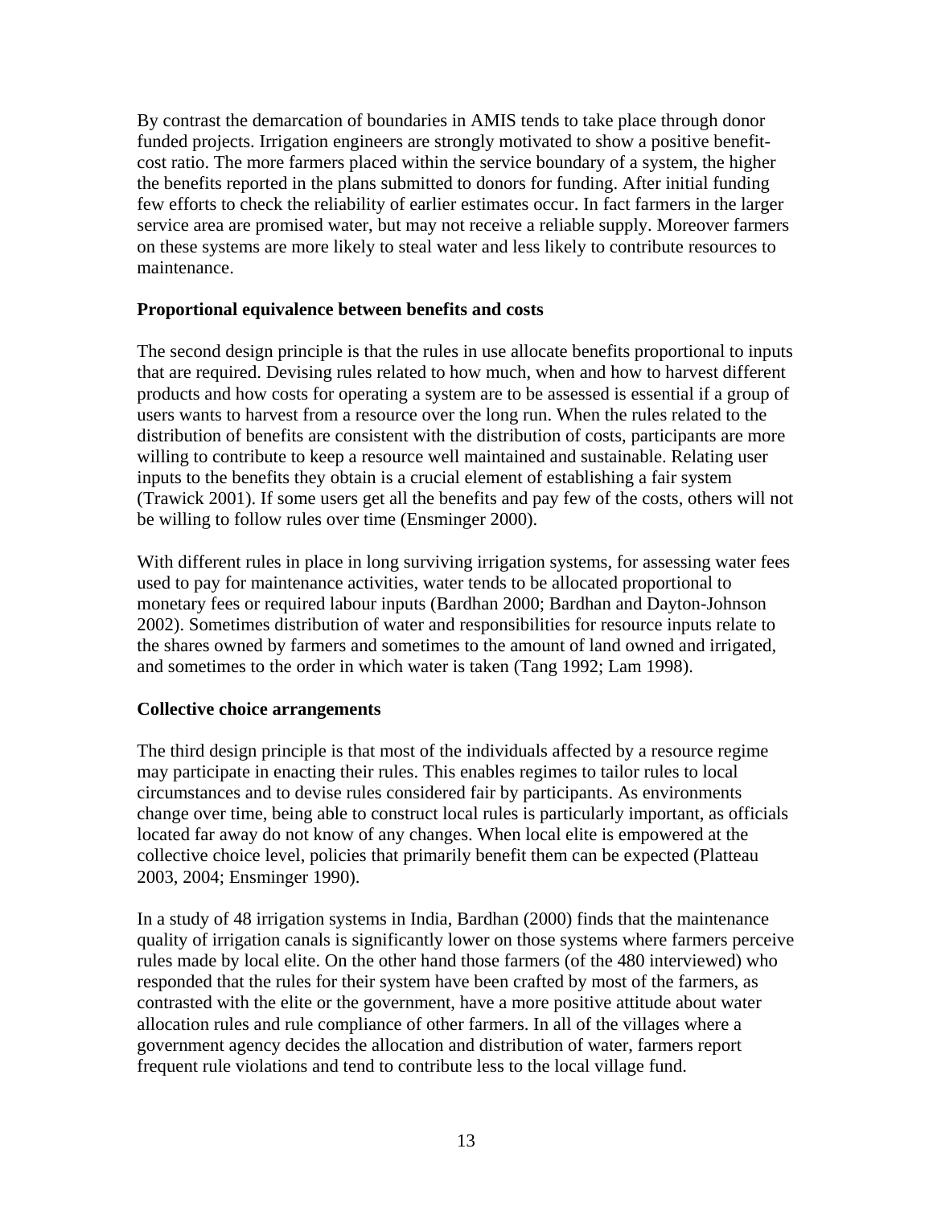By contrast the demarcation of boundaries in AMIS tends to take place through donor funded projects. Irrigation engineers are strongly motivated to show a positive benefit-cost ratio. The more farmers placed within the service boundary of a system, the higher the benefits reported in the plans submitted to donors for funding. After initial funding few efforts to check the reliability of earlier estimates occur. In fact farmers in the larger service area are promised water, but may not receive a reliable supply. Moreover farmers on these systems are more likely to steal water and less likely to contribute resources to maintenance.

**Proportional equivalence between benefits and costs**

The second design principle is that the rules in use allocate benefits proportional to inputs that are required. Devising rules related to how much, when and how to harvest different products and how costs for operating a system are to be assessed is essential if a group of users wants to harvest from a resource over the long run. When the rules related to the distribution of benefits are consistent with the distribution of costs, participants are more willing to contribute to keep a resource well maintained and sustainable. Relating user inputs to the benefits they obtain is a crucial element of establishing a fair system (Trawick 2001). If some users get all the benefits and pay few of the costs, others will not be willing to follow rules over time (Ensminger 2000).

With different rules in place in long surviving irrigation systems, for assessing water fees used to pay for maintenance activities, water tends to be allocated proportional to monetary fees or required labour inputs (Bardhan 2000; Bardhan and Dayton-Johnson 2002). Sometimes distribution of water and responsibilities for resource inputs relate to the shares owned by farmers and sometimes to the amount of land owned and irrigated, and sometimes to the order in which water is taken (Tang 1992; Lam 1998).

**Collective choice arrangements**

The third design principle is that most of the individuals affected by a resource regime may participate in enacting their rules. This enables regimes to tailor rules to local circumstances and to devise rules considered fair by participants. As environments change over time, being able to construct local rules is particularly important, as officials located far away do not know of any changes. When local elite is empowered at the collective choice level, policies that primarily benefit them can be expected (Platteau 2003, 2004; Ensminger 1990).

In a study of 48 irrigation systems in India, Bardhan (2000) finds that the maintenance quality of irrigation canals is significantly lower on those systems where farmers perceive rules made by local elite. On the other hand those farmers (of the 480 interviewed) who responded that the rules for their system have been crafted by most of the farmers, as contrasted with the elite or the government, have a more positive attitude about water allocation rules and rule compliance of other farmers. In all of the villages where a government agency decides the allocation and distribution of water, farmers report frequent rule violations and tend to contribute less to the local village fund.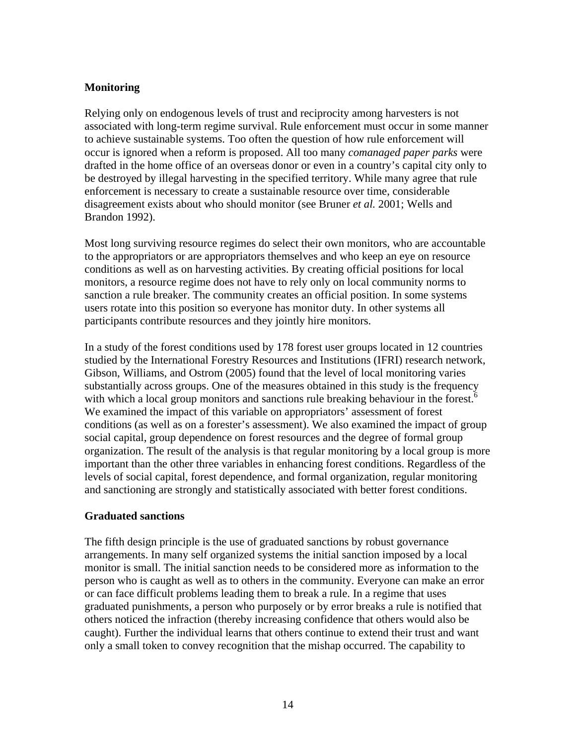### Monitoring

Relying only on endogenous levels of trust and reciprocity among harvesters is not associated with long-term regime survival. Rule enforcement must occur in some manner to achieve sustainable systems. Too often the question of how rule enforcement will occur is ignored when a reform is proposed. All too many *comanaged paper parks* were drafted in the home office of an overseas donor or even in a country's capital city only to be destroyed by illegal harvesting in the specified territory. While many agree that rule enforcement is necessary to create a sustainable resource over time, considerable disagreement exists about who should monitor (see Bruner *et al.* 2001; Wells and Brandon 1992).

Most long surviving resource regimes do select their own monitors, who are accountable to the appropriators or are appropriators themselves and who keep an eye on resource conditions as well as on harvesting activities. By creating official positions for local monitors, a resource regime does not have to rely only on local community norms to sanction a rule breaker. The community creates an official position. In some systems users rotate into this position so everyone has monitor duty. In other systems all participants contribute resources and they jointly hire monitors.

In a study of the forest conditions used by 178 forest user groups located in 12 countries studied by the International Forestry Resources and Institutions (IFRI) research network, Gibson, Williams, and Ostrom (2005) found that the level of local monitoring varies substantially across groups. One of the measures obtained in this study is the frequency with which a local group monitors and sanctions rule breaking behaviour in the forest.[6] We examined the impact of this variable on appropriators' assessment of forest conditions (as well as on a forester's assessment). We also examined the impact of group social capital, group dependence on forest resources and the degree of formal group organization. The result of the analysis is that regular monitoring by a local group is more important than the other three variables in enhancing forest conditions. Regardless of the levels of social capital, forest dependence, and formal organization, regular monitoring and sanctioning are strongly and statistically associated with better forest conditions.

### Graduated sanctions

The fifth design principle is the use of graduated sanctions by robust governance arrangements. In many self organized systems the initial sanction imposed by a local monitor is small. The initial sanction needs to be considered more as information to the person who is caught as well as to others in the community. Everyone can make an error or can face difficult problems leading them to break a rule. In a regime that uses graduated punishments, a person who purposely or by error breaks a rule is notified that others noticed the infraction (thereby increasing confidence that others would also be caught). Further the individual learns that others continue to extend their trust and want only a small token to convey recognition that the mishap occurred. The capability to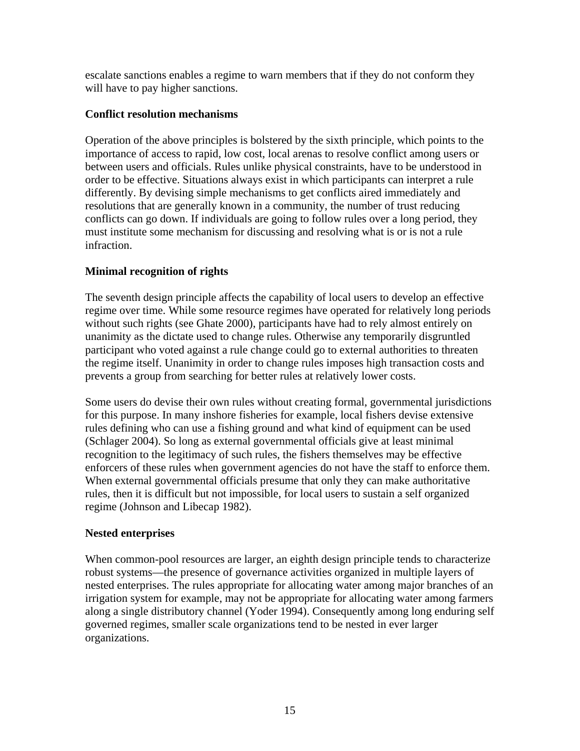escalate sanctions enables a regime to warn members that if they do not conform they will have to pay higher sanctions.

**Conflict resolution mechanisms**

Operation of the above principles is bolstered by the sixth principle, which points to the importance of access to rapid, low cost, local arenas to resolve conflict among users or between users and officials. Rules unlike physical constraints, have to be understood in order to be effective. Situations always exist in which participants can interpret a rule differently. By devising simple mechanisms to get conflicts aired immediately and resolutions that are generally known in a community, the number of trust reducing conflicts can go down. If individuals are going to follow rules over a long period, they must institute some mechanism for discussing and resolving what is or is not a rule infraction.

**Minimal recognition of rights**

The seventh design principle affects the capability of local users to develop an effective regime over time. While some resource regimes have operated for relatively long periods without such rights (see Ghate 2000), participants have had to rely almost entirely on unanimity as the dictate used to change rules. Otherwise any temporarily disgruntled participant who voted against a rule change could go to external authorities to threaten the regime itself. Unanimity in order to change rules imposes high transaction costs and prevents a group from searching for better rules at relatively lower costs.

Some users do devise their own rules without creating formal, governmental jurisdictions for this purpose. In many inshore fisheries for example, local fishers devise extensive rules defining who can use a fishing ground and what kind of equipment can be used (Schlager 2004). So long as external governmental officials give at least minimal recognition to the legitimacy of such rules, the fishers themselves may be effective enforcers of these rules when government agencies do not have the staff to enforce them. When external governmental officials presume that only they can make authoritative rules, then it is difficult but not impossible, for local users to sustain a self organized regime (Johnson and Libecap 1982).

**Nested enterprises**

When common-pool resources are larger, an eighth design principle tends to characterize robust systems—the presence of governance activities organized in multiple layers of nested enterprises. The rules appropriate for allocating water among major branches of an irrigation system for example, may not be appropriate for allocating water among farmers along a single distributory channel (Yoder 1994). Consequently among long enduring self governed regimes, smaller scale organizations tend to be nested in ever larger organizations.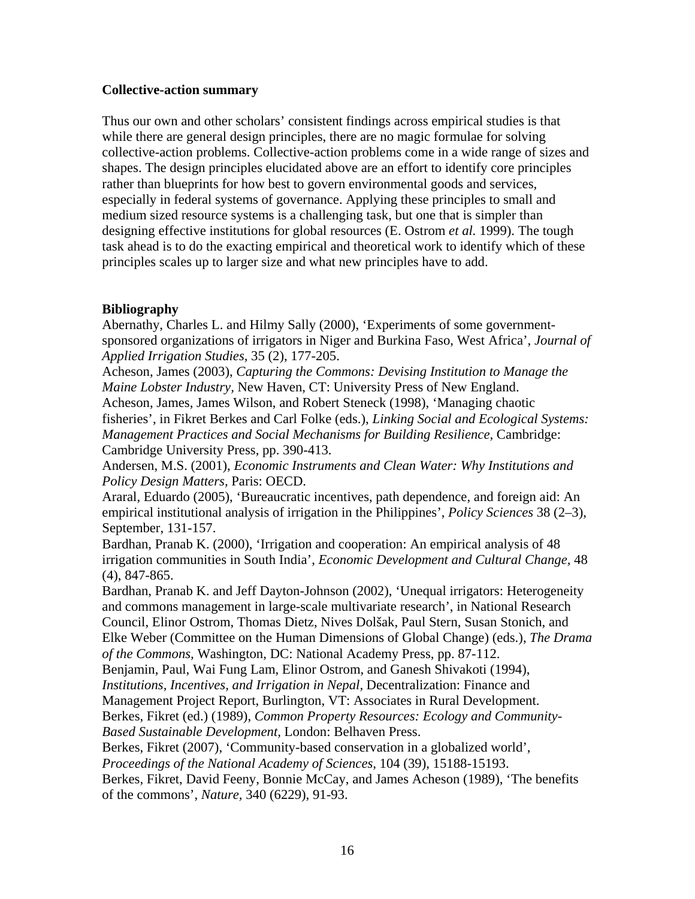**Collective-action summary**

Thus our own and other scholars' consistent findings across empirical studies is that while there are general design principles, there are no magic formulae for solving collective-action problems. Collective-action problems come in a wide range of sizes and shapes. The design principles elucidated above are an effort to identify core principles rather than blueprints for how best to govern environmental goods and services, especially in federal systems of governance. Applying these principles to small and medium sized resource systems is a challenging task, but one that is simpler than designing effective institutions for global resources (E. Ostrom *et al.* 1999). The tough task ahead is to do the exacting empirical and theoretical work to identify which of these principles scales up to larger size and what new principles have to add.

**Bibliography**

Abernathy, Charles L. and Hilmy Sally (2000), 'Experiments of some government-sponsored organizations of irrigators in Niger and Burkina Faso, West Africa', *Journal of Applied Irrigation Studies*, 35 (2), 177-205.

Acheson, James (2003), *Capturing the Commons: Devising Institution to Manage the Maine Lobster Industry*, New Haven, CT: University Press of New England.

Acheson, James, James Wilson, and Robert Steneck (1998), 'Managing chaotic fisheries', in Fikret Berkes and Carl Folke (eds.), *Linking Social and Ecological Systems: Management Practices and Social Mechanisms for Building Resilience,* Cambridge: Cambridge University Press, pp. 390-413.

Andersen, M.S. (2001), *Economic Instruments and Clean Water: Why Institutions and Policy Design Matters*, Paris: OECD.

Araral, Eduardo (2005), 'Bureaucratic incentives, path dependence, and foreign aid: An empirical institutional analysis of irrigation in the Philippines', *Policy Sciences* 38 (2–3), September, 131-157.

Bardhan, Pranab K. (2000), 'Irrigation and cooperation: An empirical analysis of 48 irrigation communities in South India', *Economic Development and Cultural Change*, 48 (4), 847-865.

Bardhan, Pranab K. and Jeff Dayton-Johnson (2002), 'Unequal irrigators: Heterogeneity and commons management in large-scale multivariate research', in National Research Council, Elinor Ostrom, Thomas Dietz, Nives Dolšak, Paul Stern, Susan Stonich, and Elke Weber (Committee on the Human Dimensions of Global Change) (eds.), *The Drama of the Commons*, Washington, DC: National Academy Press, pp. 87-112.

Benjamin, Paul, Wai Fung Lam, Elinor Ostrom, and Ganesh Shivakoti (1994), *Institutions, Incentives, and Irrigation in Nepal*, Decentralization: Finance and Management Project Report, Burlington, VT: Associates in Rural Development.

Berkes, Fikret (ed.) (1989), *Common Property Resources: Ecology and Community-Based Sustainable Development*, London: Belhaven Press.

Berkes, Fikret (2007), 'Community-based conservation in a globalized world', *Proceedings of the National Academy of Sciences*, 104 (39), 15188-15193.

Berkes, Fikret, David Feeny, Bonnie McCay, and James Acheson (1989), 'The benefits of the commons', *Nature*, 340 (6229), 91-93.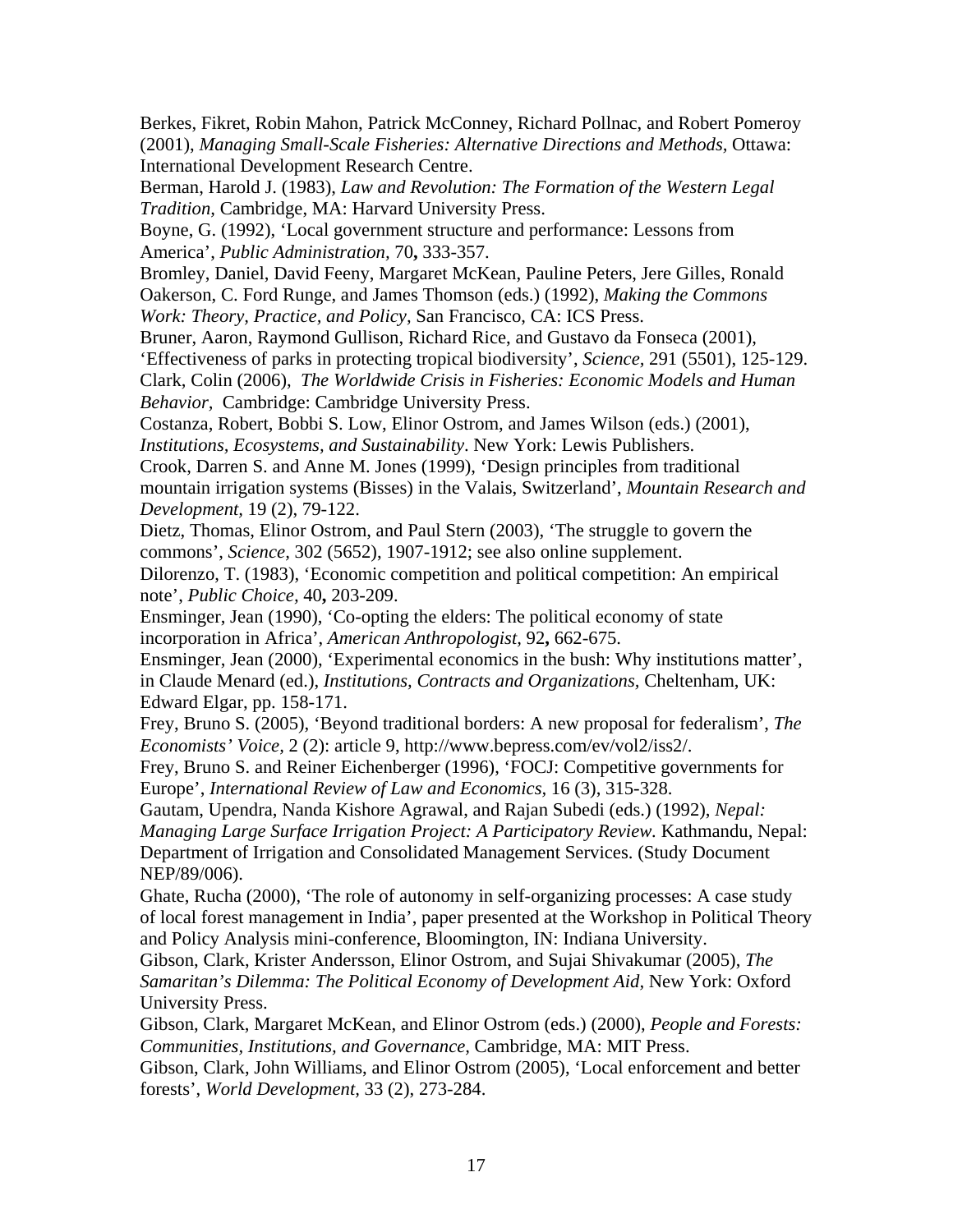Berkes, Fikret, Robin Mahon, Patrick McConney, Richard Pollnac, and Robert Pomeroy (2001), *Managing Small-Scale Fisheries: Alternative Directions and Methods*, Ottawa: International Development Research Centre.

Berman, Harold J. (1983), *Law and Revolution: The Formation of the Western Legal Tradition*, Cambridge, MA: Harvard University Press.

Boyne, G. (1992), 'Local government structure and performance: Lessons from America', *Public Administration*, 70**,** 333-357.

Bromley, Daniel, David Feeny, Margaret McKean, Pauline Peters, Jere Gilles, Ronald Oakerson, C. Ford Runge, and James Thomson (eds.) (1992), *Making the Commons Work: Theory, Practice, and Policy*, San Francisco, CA: ICS Press.

Bruner, Aaron, Raymond Gullison, Richard Rice, and Gustavo da Fonseca (2001), 'Effectiveness of parks in protecting tropical biodiversity', *Science*, 291 (5501), 125-129.

Clark, Colin (2006), *The Worldwide Crisis in Fisheries: Economic Models and Human Behavior*, Cambridge: Cambridge University Press.

Costanza, Robert, Bobbi S. Low, Elinor Ostrom, and James Wilson (eds.) (2001), *Institutions, Ecosystems, and Sustainability*. New York: Lewis Publishers.

Crook, Darren S. and Anne M. Jones (1999), 'Design principles from traditional mountain irrigation systems (Bisses) in the Valais, Switzerland', *Mountain Research and Development*, 19 (2), 79-122.

Dietz, Thomas, Elinor Ostrom, and Paul Stern (2003), 'The struggle to govern the commons', *Science*, 302 (5652), 1907-1912; see also online supplement.

Dilorenzo, T. (1983), 'Economic competition and political competition: An empirical note', *Public Choice*, 40**,** 203-209.

Ensminger, Jean (1990), 'Co-opting the elders: The political economy of state incorporation in Africa', *American Anthropologist*, 92**,** 662-675.

Ensminger, Jean (2000), 'Experimental economics in the bush: Why institutions matter', in Claude Menard (ed.), *Institutions, Contracts and Organizations*, Cheltenham, UK: Edward Elgar, pp. 158-171.

Frey, Bruno S. (2005), 'Beyond traditional borders: A new proposal for federalism', *The Economists' Voice*, 2 (2): article 9, http://www.bepress.com/ev/vol2/iss2/.

Frey, Bruno S. and Reiner Eichenberger (1996), 'FOCJ: Competitive governments for Europe', *International Review of Law and Economics*, 16 (3), 315-328.

Gautam, Upendra, Nanda Kishore Agrawal, and Rajan Subedi (eds.) (1992), *Nepal: Managing Large Surface Irrigation Project: A Participatory Review*. Kathmandu, Nepal: Department of Irrigation and Consolidated Management Services. (Study Document NEP/89/006).

Ghate, Rucha (2000), 'The role of autonomy in self-organizing processes: A case study of local forest management in India', paper presented at the Workshop in Political Theory and Policy Analysis mini-conference, Bloomington, IN: Indiana University.

Gibson, Clark, Krister Andersson, Elinor Ostrom, and Sujai Shivakumar (2005), *The Samaritan's Dilemma: The Political Economy of Development Aid*, New York: Oxford University Press.

Gibson, Clark, Margaret McKean, and Elinor Ostrom (eds.) (2000), *People and Forests: Communities, Institutions, and Governance*, Cambridge, MA: MIT Press.

Gibson, Clark, John Williams, and Elinor Ostrom (2005), 'Local enforcement and better forests', *World Development*, 33 (2), 273-284.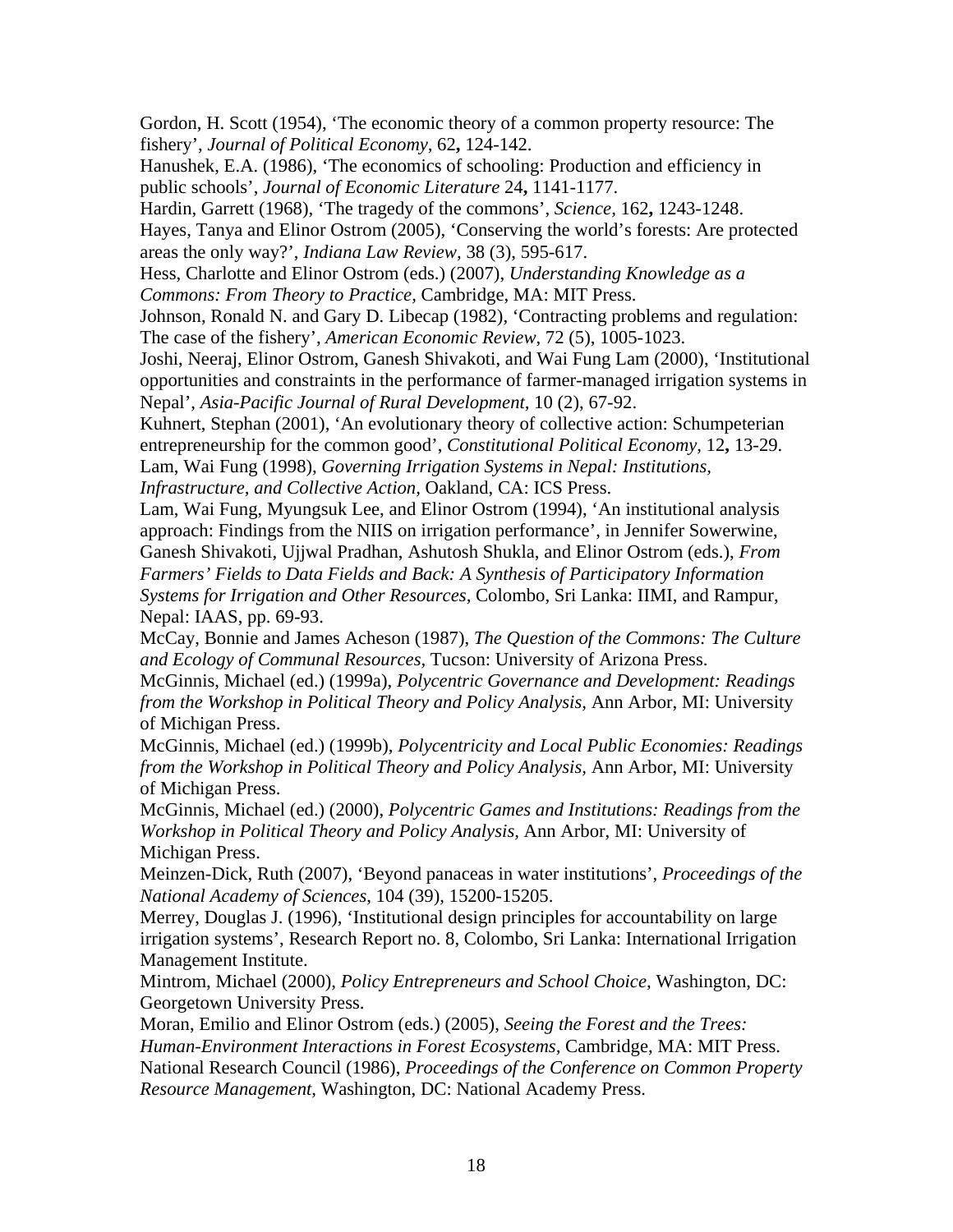Gordon, H. Scott (1954), 'The economic theory of a common property resource: The fishery', *Journal of Political Economy,* 62**,** 124-142.

Hanushek, E.A. (1986), 'The economics of schooling: Production and efficiency in public schools', *Journal of Economic Literature* 24**,** 1141-1177.

Hardin, Garrett (1968), 'The tragedy of the commons', *Science,* 162**,** 1243-1248.

Hayes, Tanya and Elinor Ostrom (2005), 'Conserving the world's forests: Are protected areas the only way?', *Indiana Law Review,* 38 (3), 595-617.

Hess, Charlotte and Elinor Ostrom (eds.) (2007), *Understanding Knowledge as a Commons: From Theory to Practice*, Cambridge, MA: MIT Press.

Johnson, Ronald N. and Gary D. Libecap (1982), 'Contracting problems and regulation: The case of the fishery', *American Economic Review*, 72 (5), 1005-1023.

Joshi, Neeraj, Elinor Ostrom, Ganesh Shivakoti, and Wai Fung Lam (2000), 'Institutional opportunities and constraints in the performance of farmer-managed irrigation systems in Nepal', *Asia-Pacific Journal of Rural Development*, 10 (2), 67-92.

Kuhnert, Stephan (2001), 'An evolutionary theory of collective action: Schumpeterian entrepreneurship for the common good', *Constitutional Political Economy*, 12**,** 13-29.

Lam, Wai Fung (1998), *Governing Irrigation Systems in Nepal: Institutions, Infrastructure, and Collective Action*, Oakland, CA: ICS Press.

Lam, Wai Fung, Myungsuk Lee, and Elinor Ostrom (1994), 'An institutional analysis approach: Findings from the NIIS on irrigation performance', in Jennifer Sowerwine, Ganesh Shivakoti, Ujjwal Pradhan, Ashutosh Shukla, and Elinor Ostrom (eds.), *From Farmers' Fields to Data Fields and Back: A Synthesis of Participatory Information Systems for Irrigation and Other Resources,* Colombo, Sri Lanka: IIMI, and Rampur, Nepal: IAAS, pp. 69-93.

McCay, Bonnie and James Acheson (1987), *The Question of the Commons: The Culture and Ecology of Communal Resources,* Tucson: University of Arizona Press.

McGinnis, Michael (ed.) (1999a), *Polycentric Governance and Development: Readings from the Workshop in Political Theory and Policy Analysis,* Ann Arbor, MI: University of Michigan Press.

McGinnis, Michael (ed.) (1999b), *Polycentricity and Local Public Economies: Readings from the Workshop in Political Theory and Policy Analysis,* Ann Arbor, MI: University of Michigan Press.

McGinnis, Michael (ed.) (2000), *Polycentric Games and Institutions: Readings from the Workshop in Political Theory and Policy Analysis,* Ann Arbor, MI: University of Michigan Press.

Meinzen-Dick, Ruth (2007), 'Beyond panaceas in water institutions', *Proceedings of the National Academy of Sciences*, 104 (39), 15200-15205.

Merrey, Douglas J. (1996), 'Institutional design principles for accountability on large irrigation systems', Research Report no. 8, Colombo, Sri Lanka: International Irrigation Management Institute.

Mintrom, Michael (2000), *Policy Entrepreneurs and School Choice*, Washington, DC: Georgetown University Press.

Moran, Emilio and Elinor Ostrom (eds.) (2005), *Seeing the Forest and the Trees: Human-Environment Interactions in Forest Ecosystems,* Cambridge, MA: MIT Press.

National Research Council (1986), *Proceedings of the Conference on Common Property Resource Management,* Washington, DC: National Academy Press.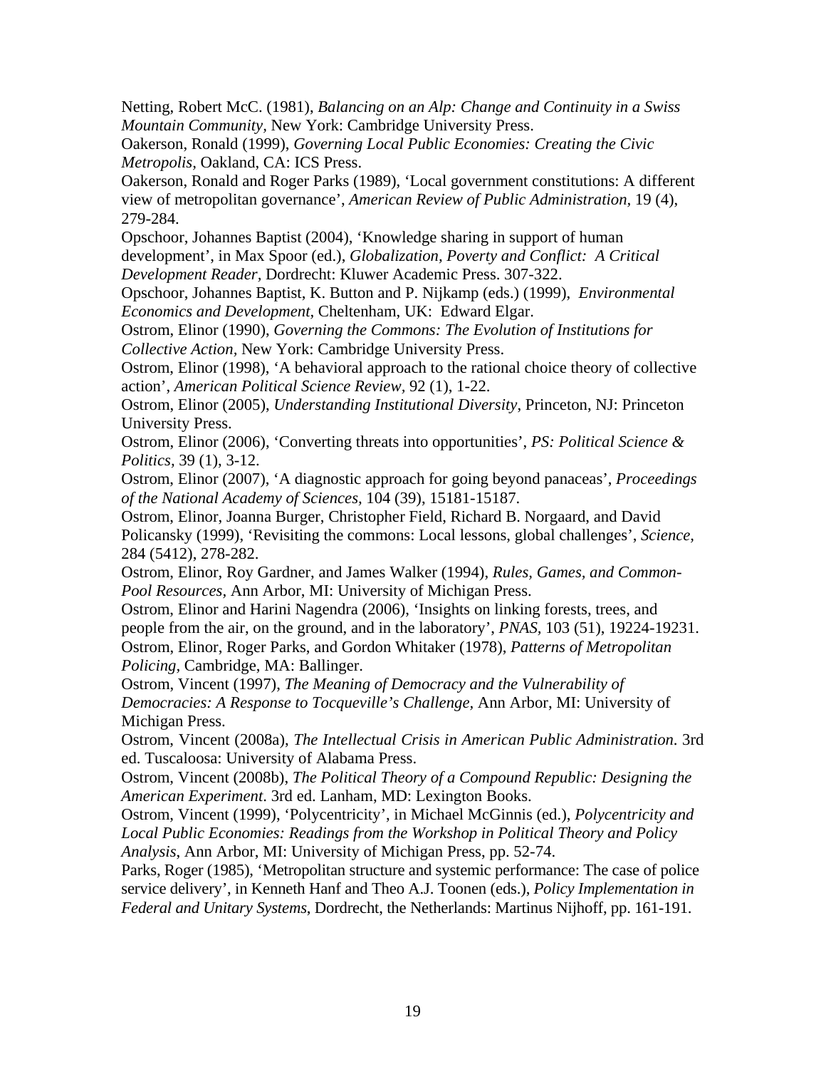Netting, Robert McC. (1981), *Balancing on an Alp: Change and Continuity in a Swiss Mountain Community*, New York: Cambridge University Press.

Oakerson, Ronald (1999), *Governing Local Public Economies: Creating the Civic Metropolis*, Oakland, CA: ICS Press.

Oakerson, Ronald and Roger Parks (1989), 'Local government constitutions: A different view of metropolitan governance', *American Review of Public Administration*, 19 (4), 279-284.

Opschoor, Johannes Baptist (2004), 'Knowledge sharing in support of human development', in Max Spoor (ed.), *Globalization, Poverty and Conflict: A Critical Development Reader*, Dordrecht: Kluwer Academic Press. 307-322.

Opschoor, Johannes Baptist, K. Button and P. Nijkamp (eds.) (1999), *Environmental Economics and Development*, Cheltenham, UK: Edward Elgar.

Ostrom, Elinor (1990), *Governing the Commons: The Evolution of Institutions for Collective Action*, New York: Cambridge University Press.

Ostrom, Elinor (1998), 'A behavioral approach to the rational choice theory of collective action', *American Political Science Review*, 92 (1), 1-22.

Ostrom, Elinor (2005), *Understanding Institutional Diversity*, Princeton, NJ: Princeton University Press.

Ostrom, Elinor (2006), 'Converting threats into opportunities', *PS: Political Science & Politics*, 39 (1), 3-12.

Ostrom, Elinor (2007), 'A diagnostic approach for going beyond panaceas', *Proceedings of the National Academy of Sciences*, 104 (39), 15181-15187.

Ostrom, Elinor, Joanna Burger, Christopher Field, Richard B. Norgaard, and David Policansky (1999), 'Revisiting the commons: Local lessons, global challenges', *Science*, 284 (5412), 278-282.

Ostrom, Elinor, Roy Gardner, and James Walker (1994), *Rules, Games, and Common-Pool Resources*, Ann Arbor, MI: University of Michigan Press.

Ostrom, Elinor and Harini Nagendra (2006), 'Insights on linking forests, trees, and people from the air, on the ground, and in the laboratory', *PNAS*, 103 (51), 19224-19231.

Ostrom, Elinor, Roger Parks, and Gordon Whitaker (1978), *Patterns of Metropolitan Policing*, Cambridge, MA: Ballinger.

Ostrom, Vincent (1997), *The Meaning of Democracy and the Vulnerability of Democracies: A Response to Tocqueville's Challenge*, Ann Arbor, MI: University of Michigan Press.

Ostrom, Vincent (2008a), *The Intellectual Crisis in American Public Administration*. 3rd ed. Tuscaloosa: University of Alabama Press.

Ostrom, Vincent (2008b), *The Political Theory of a Compound Republic: Designing the American Experiment*. 3rd ed. Lanham, MD: Lexington Books.

Ostrom, Vincent (1999), 'Polycentricity', in Michael McGinnis (ed.), *Polycentricity and Local Public Economies: Readings from the Workshop in Political Theory and Policy Analysis*, Ann Arbor, MI: University of Michigan Press, pp. 52-74.

Parks, Roger (1985), 'Metropolitan structure and systemic performance: The case of police service delivery', in Kenneth Hanf and Theo A.J. Toonen (eds.), *Policy Implementation in Federal and Unitary Systems*, Dordrecht, the Netherlands: Martinus Nijhoff, pp. 161-191.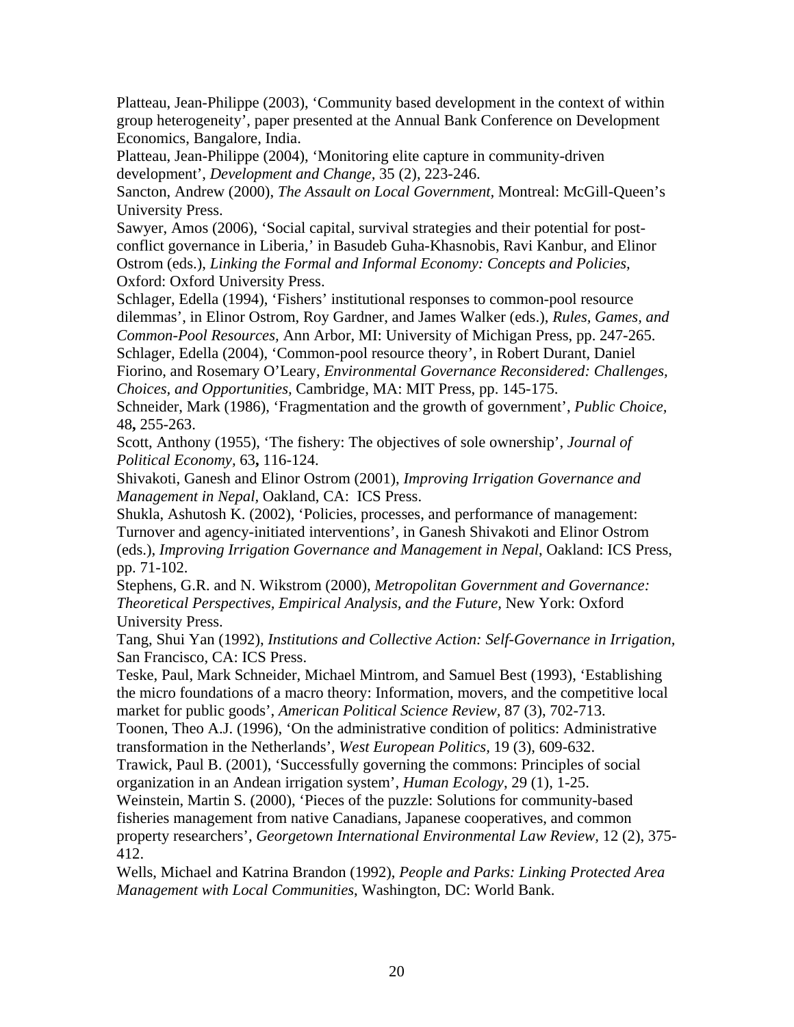Platteau, Jean-Philippe (2003), 'Community based development in the context of within group heterogeneity', paper presented at the Annual Bank Conference on Development Economics, Bangalore, India.

Platteau, Jean-Philippe (2004), 'Monitoring elite capture in community-driven development', *Development and Change*, 35 (2), 223-246.

Sancton, Andrew (2000), *The Assault on Local Government*, Montreal: McGill-Queen's University Press.

Sawyer, Amos (2006), 'Social capital, survival strategies and their potential for post-conflict governance in Liberia,' in Basudeb Guha-Khasnobis, Ravi Kanbur, and Elinor Ostrom (eds.), *Linking the Formal and Informal Economy: Concepts and Policies*, Oxford: Oxford University Press.

Schlager, Edella (1994), 'Fishers' institutional responses to common-pool resource dilemmas', in Elinor Ostrom, Roy Gardner, and James Walker (eds.), *Rules, Games, and Common-Pool Resources*, Ann Arbor, MI: University of Michigan Press, pp. 247-265.

Schlager, Edella (2004), 'Common-pool resource theory', in Robert Durant, Daniel Fiorino, and Rosemary O'Leary, *Environmental Governance Reconsidered: Challenges, Choices, and Opportunities*, Cambridge, MA: MIT Press, pp. 145-175.

Schneider, Mark (1986), 'Fragmentation and the growth of government', *Public Choice*, 48**,** 255-263.

Scott, Anthony (1955), 'The fishery: The objectives of sole ownership', *Journal of Political Economy*, 63**,** 116-124.

Shivakoti, Ganesh and Elinor Ostrom (2001), *Improving Irrigation Governance and Management in Nepal*, Oakland, CA: ICS Press.

Shukla, Ashutosh K. (2002), 'Policies, processes, and performance of management: Turnover and agency-initiated interventions', in Ganesh Shivakoti and Elinor Ostrom (eds.), *Improving Irrigation Governance and Management in Nepal*, Oakland: ICS Press, pp. 71-102.

Stephens, G.R. and N. Wikstrom (2000), *Metropolitan Government and Governance: Theoretical Perspectives, Empirical Analysis, and the Future*, New York: Oxford University Press.

Tang, Shui Yan (1992), *Institutions and Collective Action: Self-Governance in Irrigation*, San Francisco, CA: ICS Press.

Teske, Paul, Mark Schneider, Michael Mintrom, and Samuel Best (1993), 'Establishing the micro foundations of a macro theory: Information, movers, and the competitive local market for public goods', *American Political Science Review*, 87 (3), 702-713.

Toonen, Theo A.J. (1996), 'On the administrative condition of politics: Administrative transformation in the Netherlands', *West European Politics*, 19 (3), 609-632.

Trawick, Paul B. (2001), 'Successfully governing the commons: Principles of social organization in an Andean irrigation system', *Human Ecology*, 29 (1), 1-25.

Weinstein, Martin S. (2000), 'Pieces of the puzzle: Solutions for community-based fisheries management from native Canadians, Japanese cooperatives, and common property researchers', *Georgetown International Environmental Law Review*, 12 (2), 375-412.

Wells, Michael and Katrina Brandon (1992), *People and Parks: Linking Protected Area Management with Local Communities*, Washington, DC: World Bank.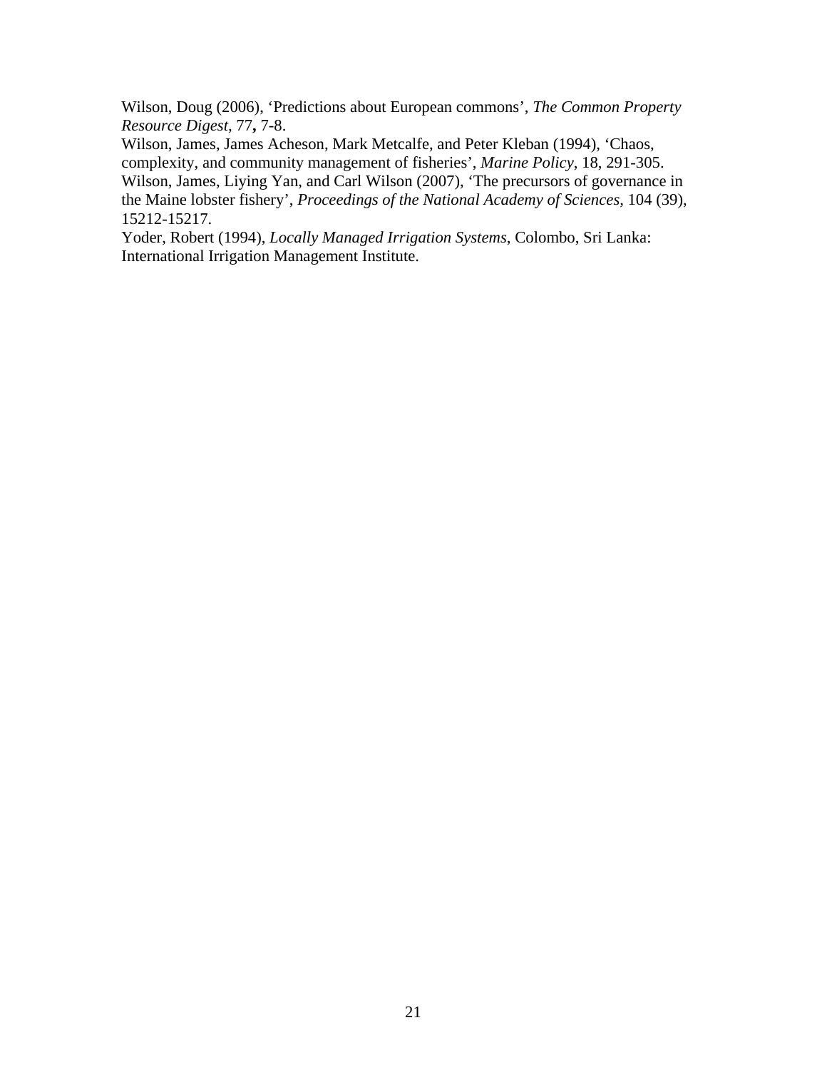Wilson, Doug (2006), 'Predictions about European commons', *The Common Property Resource Digest*, 77**,** 7-8.

Wilson, James, James Acheson, Mark Metcalfe, and Peter Kleban (1994), 'Chaos, complexity, and community management of fisheries', *Marine Policy*, 18, 291-305.

Wilson, James, Liying Yan, and Carl Wilson (2007), 'The precursors of governance in the Maine lobster fishery', *Proceedings of the National Academy of Sciences,* 104 (39), 15212-15217.

Yoder, Robert (1994), *Locally Managed Irrigation Systems*, Colombo, Sri Lanka: International Irrigation Management Institute.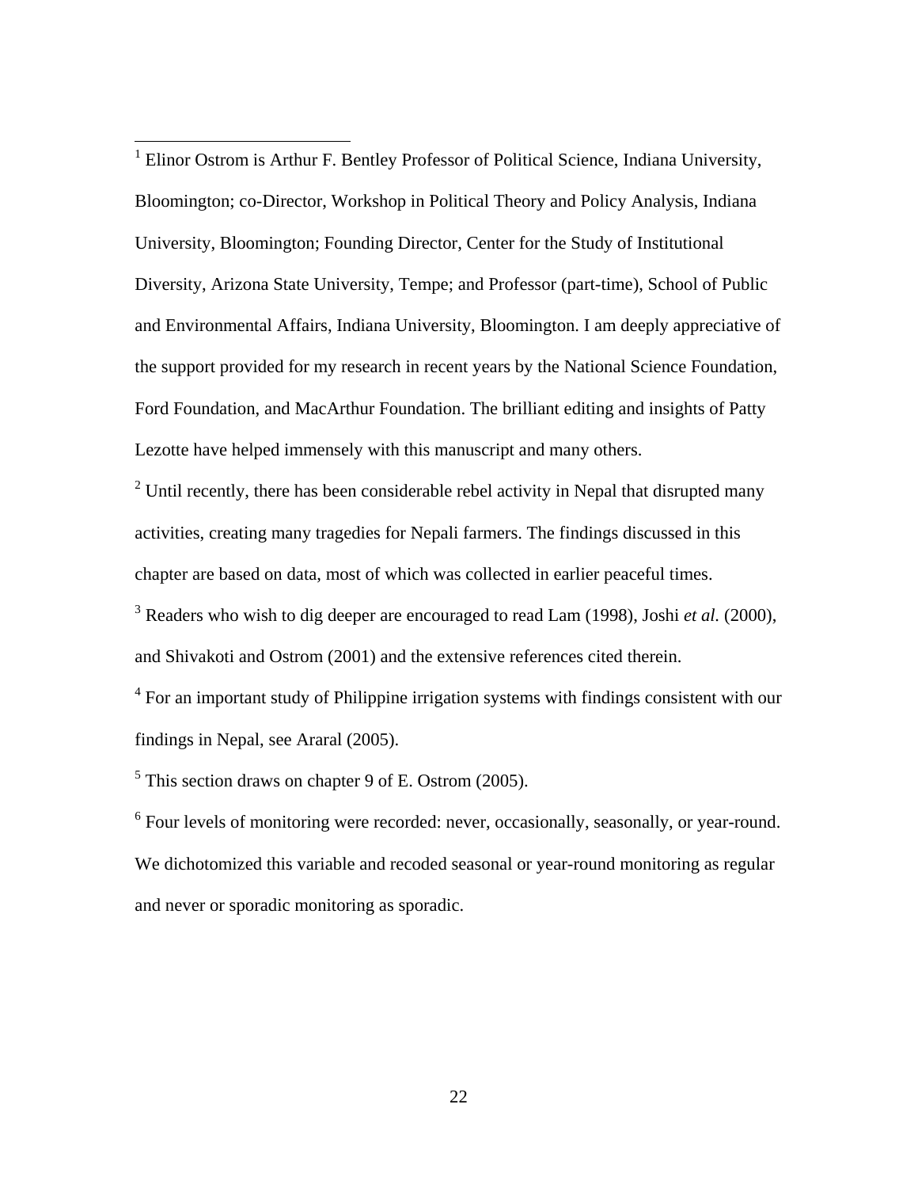[1] Elinor Ostrom is Arthur F. Bentley Professor of Political Science, Indiana University, Bloomington; co-Director, Workshop in Political Theory and Policy Analysis, Indiana University, Bloomington; Founding Director, Center for the Study of Institutional Diversity, Arizona State University, Tempe; and Professor (part-time), School of Public and Environmental Affairs, Indiana University, Bloomington. I am deeply appreciative of the support provided for my research in recent years by the National Science Foundation, Ford Foundation, and MacArthur Foundation. The brilliant editing and insights of Patty Lezotte have helped immensely with this manuscript and many others.

[2] Until recently, there has been considerable rebel activity in Nepal that disrupted many activities, creating many tragedies for Nepali farmers. The findings discussed in this chapter are based on data, most of which was collected in earlier peaceful times.

[3] Readers who wish to dig deeper are encouraged to read Lam (1998), Joshi *et al.* (2000), and Shivakoti and Ostrom (2001) and the extensive references cited therein.

[4] For an important study of Philippine irrigation systems with findings consistent with our findings in Nepal, see Araral (2005).

[5] This section draws on chapter 9 of E. Ostrom (2005).

[6] Four levels of monitoring were recorded: never, occasionally, seasonally, or year-round. We dichotomized this variable and recoded seasonal or year-round monitoring as regular and never or sporadic monitoring as sporadic.